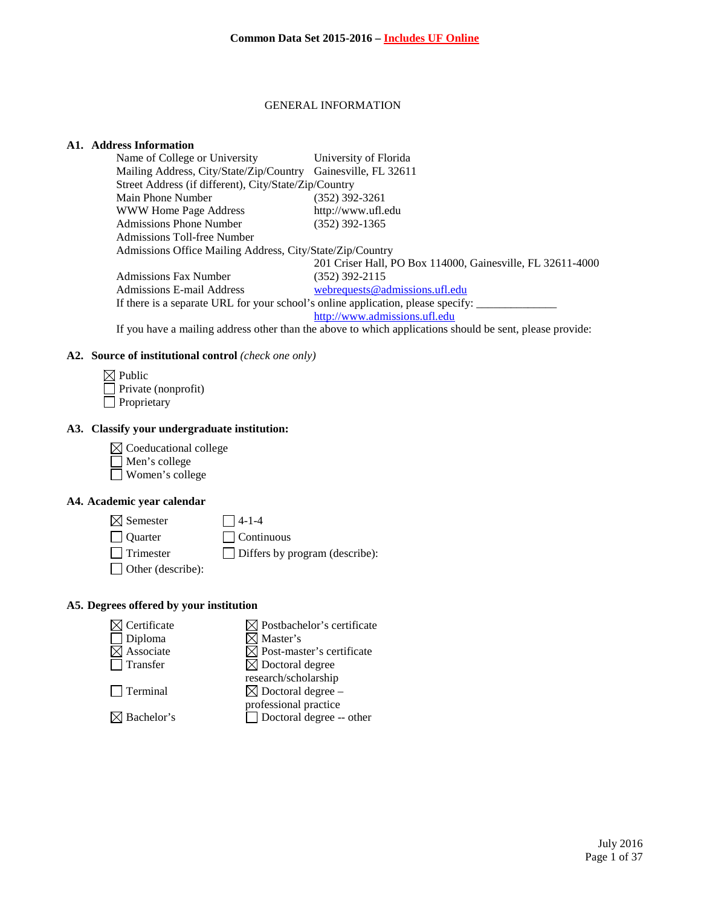**Common Data Set 2015-2016 – Includes UF Online**

GENERAL INFORMATION

## A1. Address Information

| | |
|---|---|
| Name of College or University | University of Florida |
| Mailing Address, City/State/Zip/Country | Gainesville, FL 32611 |
| Street Address (if different), City/State/Zip/Country | |
| Main Phone Number | (352) 392-3261 |
| WWW Home Page Address | http://www.ufl.edu |
| Admissions Phone Number | (352) 392-1365 |
| Admissions Toll-free Number | |
| Admissions Office Mailing Address, City/State/Zip/Country | 201 Criser Hall, PO Box 114000, Gainesville, FL 32611-4000 |
| Admissions Fax Number | (352) 392-2115 |
| Admissions E-mail Address | webrequests@admissions.ufl.edu |

If there is a separate URL for your school's online application, please specify: ______________
http://www.admissions.ufl.edu

If you have a mailing address other than the above to which applications should be sent, please provide:

## A2. Source of institutional control *(check one only)*

- ☒ Public
- ☐ Private (nonprofit)
- ☐ Proprietary

## A3. Classify your undergraduate institution:

- ☒ Coeducational college
- ☐ Men's college
- ☐ Women's college

## A4. Academic year calendar

- ☒ Semester
- ☐ Quarter
- ☐ Trimester
- ☐ Other (describe):
- ☐ 4-1-4
- ☐ Continuous
- ☐ Differs by program (describe):

## A5. Degrees offered by your institution

- ☒ Certificate
- ☐ Diploma
- ☒ Associate
- ☐ Transfer
- ☐ Terminal
- ☒ Bachelor's
- ☒ Postbachelor's certificate
- ☒ Master's
- ☒ Post-master's certificate
- ☒ Doctoral degree research/scholarship
- ☒ Doctoral degree – professional practice
- ☐ Doctoral degree -- other

July 2016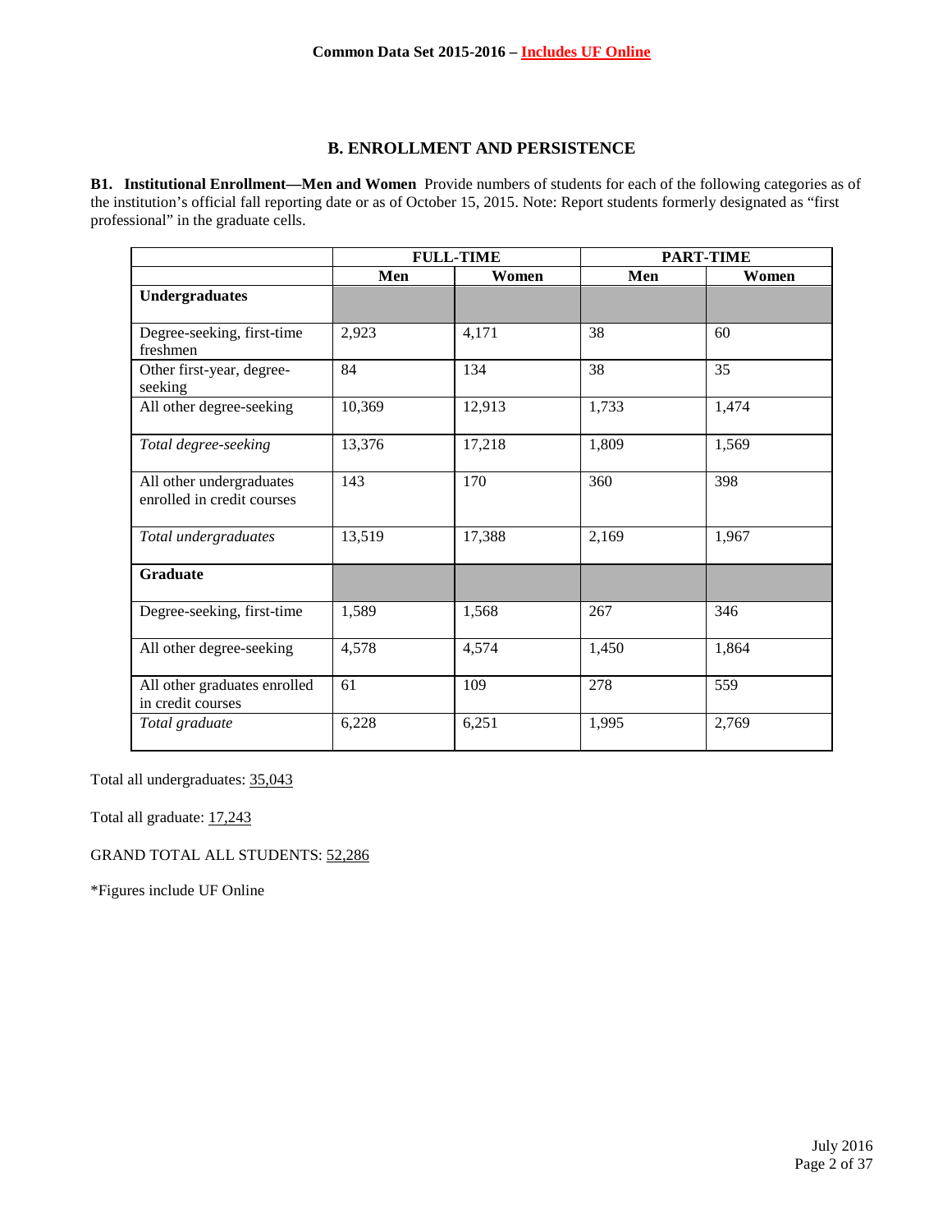## B. ENROLLMENT AND PERSISTENCE

**B1. Institutional Enrollment—Men and Women** Provide numbers of students for each of the following categories as of the institution's official fall reporting date or as of October 15, 2015. Note: Report students formerly designated as "first professional" in the graduate cells.

| | FULL-TIME | | PART-TIME | |
|---|---|---|---|---|
| | **Men** | **Women** | **Men** | **Women** |
| **Undergraduates** | | | | |
| Degree-seeking, first-time freshmen | 2,923 | 4,171 | 38 | 60 |
| Other first-year, degree-seeking | 84 | 134 | 38 | 35 |
| All other degree-seeking | 10,369 | 12,913 | 1,733 | 1,474 |
| *Total degree-seeking* | 13,376 | 17,218 | 1,809 | 1,569 |
| All other undergraduates enrolled in credit courses | 143 | 170 | 360 | 398 |
| *Total undergraduates* | 13,519 | 17,388 | 2,169 | 1,967 |
| **Graduate** | | | | |
| Degree-seeking, first-time | 1,589 | 1,568 | 267 | 346 |
| All other degree-seeking | 4,578 | 4,574 | 1,450 | 1,864 |
| All other graduates enrolled in credit courses | 61 | 109 | 278 | 559 |
| *Total graduate* | 6,228 | 6,251 | 1,995 | 2,769 |

Total all undergraduates: 35,043

Total all graduate: 17,243

GRAND TOTAL ALL STUDENTS: 52,286

*Figures include UF Online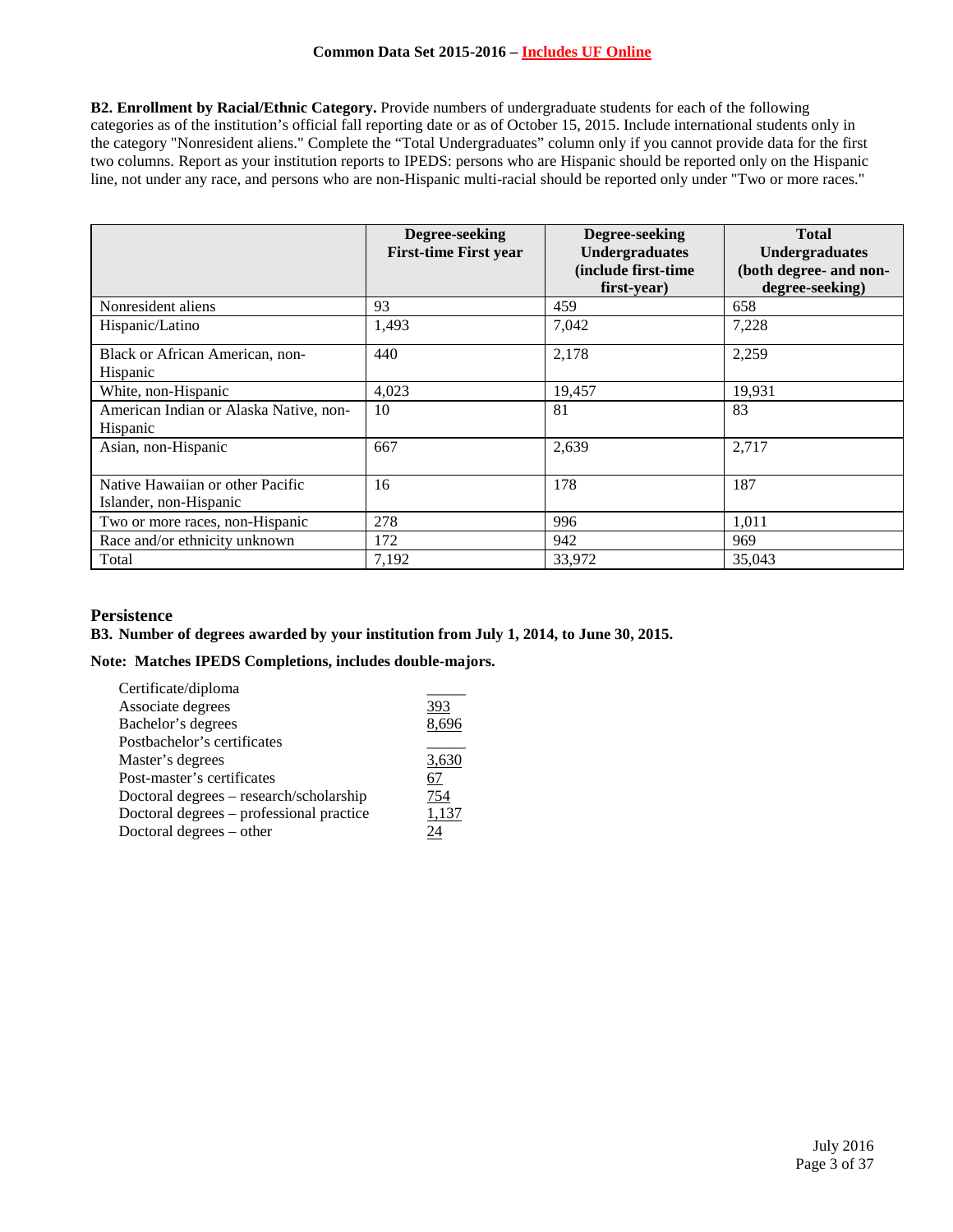**B2. Enrollment by Racial/Ethnic Category.** Provide numbers of undergraduate students for each of the following categories as of the institution's official fall reporting date or as of October 15, 2015. Include international students only in the category "Nonresident aliens." Complete the "Total Undergraduates" column only if you cannot provide data for the first two columns. Report as your institution reports to IPEDS: persons who are Hispanic should be reported only on the Hispanic line, not under any race, and persons who are non-Hispanic multi-racial should be reported only under "Two or more races."

| | Degree-seeking First-time First year | Degree-seeking Undergraduates (include first-time first-year) | Total Undergraduates (both degree- and non-degree-seeking) |
|---|---|---|---|
| Nonresident aliens | 93 | 459 | 658 |
| Hispanic/Latino | 1,493 | 7,042 | 7,228 |
| Black or African American, non-Hispanic | 440 | 2,178 | 2,259 |
| White, non-Hispanic | 4,023 | 19,457 | 19,931 |
| American Indian or Alaska Native, non-Hispanic | 10 | 81 | 83 |
| Asian, non-Hispanic | 667 | 2,639 | 2,717 |
| Native Hawaiian or other Pacific Islander, non-Hispanic | 16 | 178 | 187 |
| Two or more races, non-Hispanic | 278 | 996 | 1,011 |
| Race and/or ethnicity unknown | 172 | 942 | 969 |
| Total | 7,192 | 33,972 | 35,043 |

## Persistence

**B3. Number of degrees awarded by your institution from July 1, 2014, to June 30, 2015.**

**Note: Matches IPEDS Completions, includes double-majors.**

| | |
|---|---|
| Certificate/diploma | |
| Associate degrees | 393 |
| Bachelor's degrees | 8,696 |
| Postbachelor's certificates | |
| Master's degrees | 3,630 |
| Post-master's certificates | 67 |
| Doctoral degrees – research/scholarship | 754 |
| Doctoral degrees – professional practice | 1,137 |
| Doctoral degrees – other | 24 |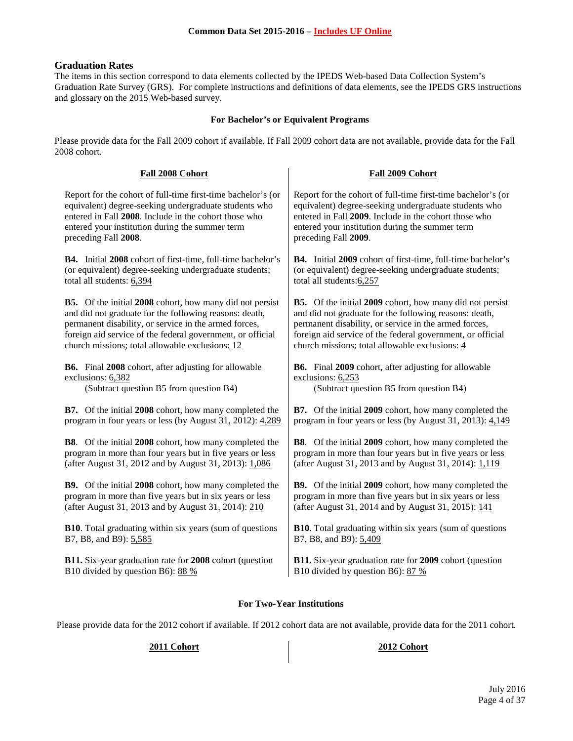**Common Data Set 2015-2016 – Includes UF Online**

## Graduation Rates

The items in this section correspond to data elements collected by the IPEDS Web-based Data Collection System's Graduation Rate Survey (GRS). For complete instructions and definitions of data elements, see the IPEDS GRS instructions and glossary on the 2015 Web-based survey.

### For Bachelor's or Equivalent Programs

Please provide data for the Fall 2009 cohort if available. If Fall 2009 cohort data are not available, provide data for the Fall 2008 cohort.

| Fall 2008 Cohort | Fall 2009 Cohort |
|---|---|
| Report for the cohort of full-time first-time bachelor's (or equivalent) degree-seeking undergraduate students who entered in Fall **2008**. Include in the cohort those who entered your institution during the summer term preceding Fall **2008**. | Report for the cohort of full-time first-time bachelor's (or equivalent) degree-seeking undergraduate students who entered in Fall **2009**. Include in the cohort those who entered your institution during the summer term preceding Fall **2009**. |
| **B4.** Initial **2008** cohort of first-time, full-time bachelor's (or equivalent) degree-seeking undergraduate students; total all students: 6,394 | **B4.** Initial **2009** cohort of first-time, full-time bachelor's (or equivalent) degree-seeking undergraduate students; total all students: 6,257 |
| **B5.** Of the initial **2008** cohort, how many did not persist and did not graduate for the following reasons: death, permanent disability, or service in the armed forces, foreign aid service of the federal government, or official church missions; total allowable exclusions: 12 | **B5.** Of the initial **2009** cohort, how many did not persist and did not graduate for the following reasons: death, permanent disability, or service in the armed forces, foreign aid service of the federal government, or official church missions; total allowable exclusions: 4 |
| **B6.** Final **2008** cohort, after adjusting for allowable exclusions: 6,382 (Subtract question B5 from question B4) | **B6.** Final **2009** cohort, after adjusting for allowable exclusions: 6,253 (Subtract question B5 from question B4) |
| **B7.** Of the initial **2008** cohort, how many completed the program in four years or less (by August 31, 2012): 4,289 | **B7.** Of the initial **2009** cohort, how many completed the program in four years or less (by August 31, 2013): 4,149 |
| **B8**. Of the initial **2008** cohort, how many completed the program in more than four years but in five years or less (after August 31, 2012 and by August 31, 2013): 1,086 | **B8**. Of the initial **2009** cohort, how many completed the program in more than four years but in five years or less (after August 31, 2013 and by August 31, 2014): 1,119 |
| **B9.** Of the initial **2008** cohort, how many completed the program in more than five years but in six years or less (after August 31, 2013 and by August 31, 2014): 210 | **B9.** Of the initial **2009** cohort, how many completed the program in more than five years but in six years or less (after August 31, 2014 and by August 31, 2015): 141 |
| **B10**. Total graduating within six years (sum of questions B7, B8, and B9): 5,585 | **B10**. Total graduating within six years (sum of questions B7, B8, and B9): 5,409 |
| **B11.** Six-year graduation rate for **2008** cohort (question B10 divided by question B6): 88 % | **B11.** Six-year graduation rate for **2009** cohort (question B10 divided by question B6): 87 % |

### For Two-Year Institutions

Please provide data for the 2012 cohort if available. If 2012 cohort data are not available, provide data for the 2011 cohort.

| 2011 Cohort | 2012 Cohort |
|---|---|

July 2016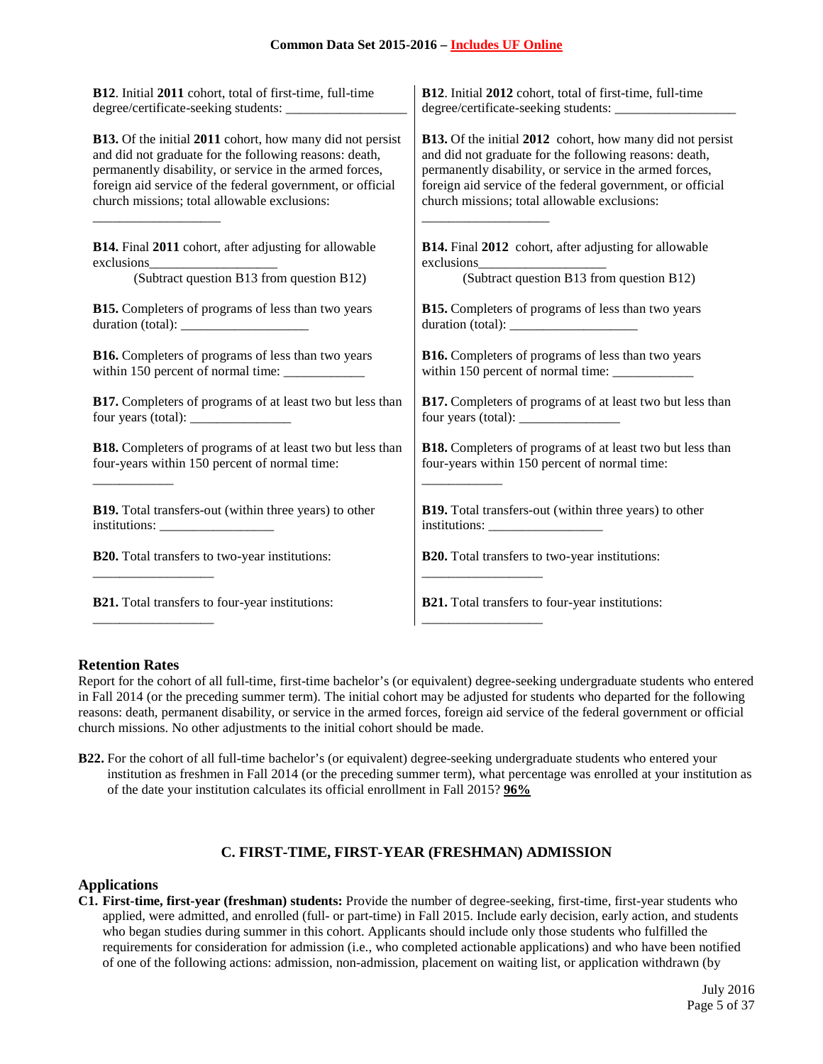**B12**. Initial **2011** cohort, total of first-time, full-time degree/certificate-seeking students: __________________

**B13.** Of the initial **2011** cohort, how many did not persist and did not graduate for the following reasons: death, permanently disability, or service in the armed forces, foreign aid service of the federal government, or official church missions; total allowable exclusions: ___________________

**B14.** Final **2011** cohort, after adjusting for allowable exclusions___________________
(Subtract question B13 from question B12)

**B15.** Completers of programs of less than two years duration (total): ___________________

**B16.** Completers of programs of less than two years within 150 percent of normal time: ____________

**B17.** Completers of programs of at least two but less than four years (total): _______________

**B18.** Completers of programs of at least two but less than four-years within 150 percent of normal time: ____________

**B19.** Total transfers-out (within three years) to other institutions: _________________

**B20.** Total transfers to two-year institutions: __________________

**B21.** Total transfers to four-year institutions: __________________

**B12**. Initial **2012** cohort, total of first-time, full-time degree/certificate-seeking students: __________________

**B13.** Of the initial **2012** cohort, how many did not persist and did not graduate for the following reasons: death, permanently disability, or service in the armed forces, foreign aid service of the federal government, or official church missions; total allowable exclusions: ___________________

**B14.** Final **2012** cohort, after adjusting for allowable exclusions___________________
(Subtract question B13 from question B12)

**B15.** Completers of programs of less than two years duration (total): ___________________

**B16.** Completers of programs of less than two years within 150 percent of normal time: ____________

**B17.** Completers of programs of at least two but less than four years (total): _______________

**B18.** Completers of programs of at least two but less than four-years within 150 percent of normal time: ____________

**B19.** Total transfers-out (within three years) to other institutions: _________________

**B20.** Total transfers to two-year institutions: __________________

**B21.** Total transfers to four-year institutions: __________________

## Retention Rates

Report for the cohort of all full-time, first-time bachelor's (or equivalent) degree-seeking undergraduate students who entered in Fall 2014 (or the preceding summer term). The initial cohort may be adjusted for students who departed for the following reasons: death, permanent disability, or service in the armed forces, foreign aid service of the federal government or official church missions. No other adjustments to the initial cohort should be made.

**B22.** For the cohort of all full-time bachelor's (or equivalent) degree-seeking undergraduate students who entered your institution as freshmen in Fall 2014 (or the preceding summer term), what percentage was enrolled at your institution as of the date your institution calculates its official enrollment in Fall 2015? **96%**

# C. FIRST-TIME, FIRST-YEAR (FRESHMAN) ADMISSION

## Applications

**C1. First-time, first-year (freshman) students:** Provide the number of degree-seeking, first-time, first-year students who applied, were admitted, and enrolled (full- or part-time) in Fall 2015. Include early decision, early action, and students who began studies during summer in this cohort. Applicants should include only those students who fulfilled the requirements for consideration for admission (i.e., who completed actionable applications) and who have been notified of one of the following actions: admission, non-admission, placement on waiting list, or application withdrawn (by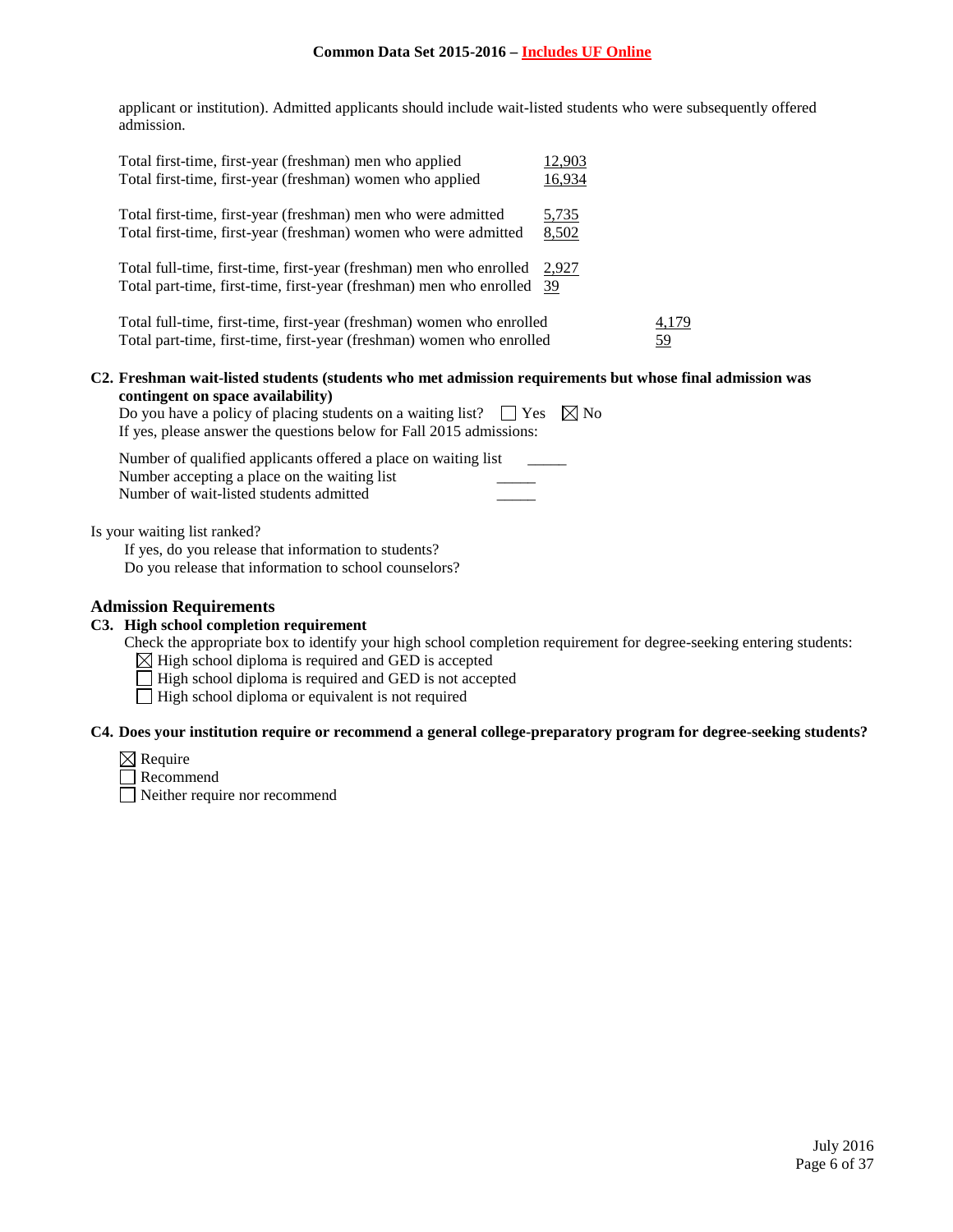applicant or institution). Admitted applicants should include wait-listed students who were subsequently offered admission.

| | |
|---|---|
| Total first-time, first-year (freshman) men who applied | 12,903 |
| Total first-time, first-year (freshman) women who applied | 16,934 |
| Total first-time, first-year (freshman) men who were admitted | 5,735 |
| Total first-time, first-year (freshman) women who were admitted | 8,502 |
| Total full-time, first-time, first-year (freshman) men who enrolled | 2,927 |
| Total part-time, first-time, first-year (freshman) men who enrolled | 39 |
| Total full-time, first-time, first-year (freshman) women who enrolled | 4,179 |
| Total part-time, first-time, first-year (freshman) women who enrolled | 59 |

**C2. Freshman wait-listed students (students who met admission requirements but whose final admission was contingent on space availability)**

Do you have a policy of placing students on a waiting list? ☐ Yes ☒ No

If yes, please answer the questions below for Fall 2015 admissions:

Number of qualified applicants offered a place on waiting list _____
Number accepting a place on the waiting list _____
Number of wait-listed students admitted _____

Is your waiting list ranked?
If yes, do you release that information to students?
Do you release that information to school counselors?

## Admission Requirements

**C3. High school completion requirement**

Check the appropriate box to identify your high school completion requirement for degree-seeking entering students:

☒ High school diploma is required and GED is accepted
☐ High school diploma is required and GED is not accepted
☐ High school diploma or equivalent is not required

**C4. Does your institution require or recommend a general college-preparatory program for degree-seeking students?**

☒ Require
☐ Recommend
☐ Neither require nor recommend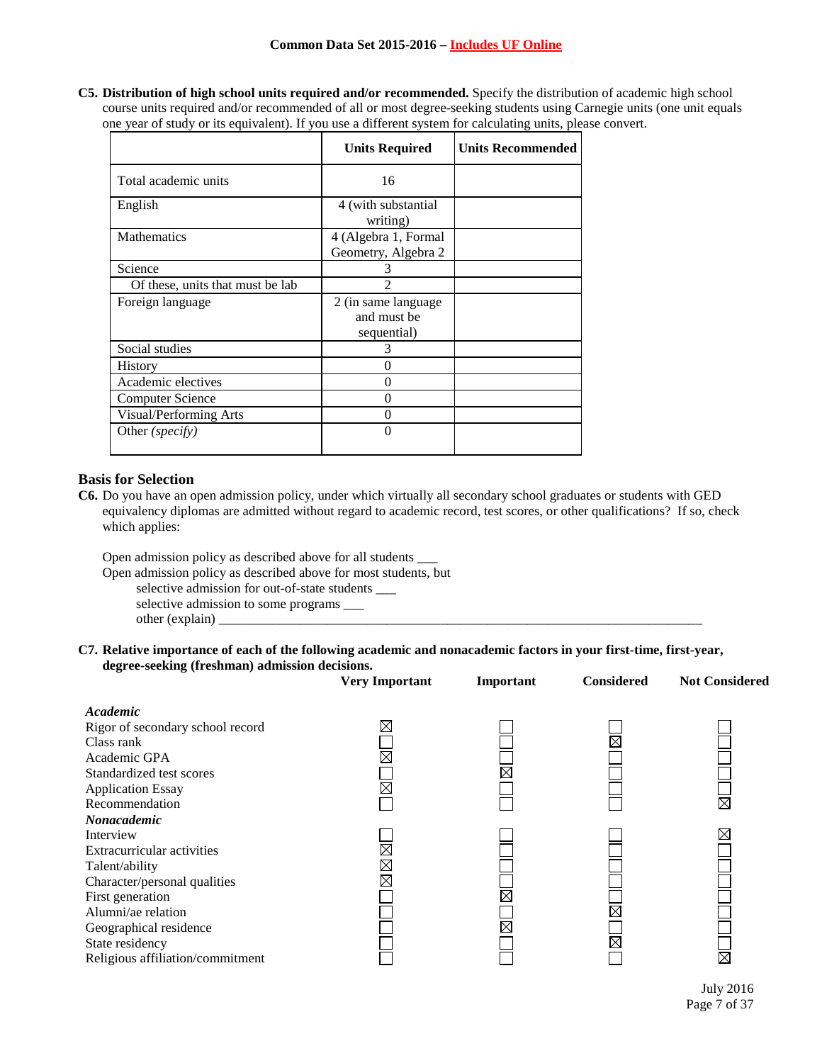**C5. Distribution of high school units required and/or recommended.** Specify the distribution of academic high school course units required and/or recommended of all or most degree-seeking students using Carnegie units (one unit equals one year of study or its equivalent). If you use a different system for calculating units, please convert.

| | Units Required | Units Recommended |
|---|---|---|
| Total academic units | 16 | |
| English | 4 (with substantial writing) | |
| Mathematics | 4 (Algebra 1, Formal Geometry, Algebra 2 | |
| Science | 3 | |
| Of these, units that must be lab | 2 | |
| Foreign language | 2 (in same language and must be sequential) | |
| Social studies | 3 | |
| History | 0 | |
| Academic electives | 0 | |
| Computer Science | 0 | |
| Visual/Performing Arts | 0 | |
| Other *(specify)* | 0 | |

## Basis for Selection

**C6.** Do you have an open admission policy, under which virtually all secondary school graduates or students with GED equivalency diplomas are admitted without regard to academic record, test scores, or other qualifications? If so, check which applies:

Open admission policy as described above for all students ___
Open admission policy as described above for most students, but
selective admission for out-of-state students ___
selective admission to some programs ___
other (explain) ___

**C7. Relative importance of each of the following academic and nonacademic factors in your first-time, first-year, degree-seeking (freshman) admission decisions.**

| | Very Important | Important | Considered | Not Considered |
|---|---|---|---|---|
| ***Academic*** | | | | |
| Rigor of secondary school record | ☒ | ☐ | ☐ | ☐ |
| Class rank | ☐ | ☐ | ☒ | ☐ |
| Academic GPA | ☒ | ☐ | ☐ | ☐ |
| Standardized test scores | ☐ | ☒ | ☐ | ☐ |
| Application Essay | ☒ | ☐ | ☐ | ☐ |
| Recommendation | ☐ | ☐ | ☐ | ☒ |
| ***Nonacademic*** | | | | |
| Interview | ☐ | ☐ | ☐ | ☒ |
| Extracurricular activities | ☒ | ☐ | ☐ | ☐ |
| Talent/ability | ☒ | ☐ | ☐ | ☐ |
| Character/personal qualities | ☒ | ☐ | ☐ | ☐ |
| First generation | ☐ | ☒ | ☐ | ☐ |
| Alumni/ae relation | ☐ | ☐ | ☒ | ☐ |
| Geographical residence | ☐ | ☒ | ☐ | ☐ |
| State residency | ☐ | ☐ | ☒ | ☐ |
| Religious affiliation/commitment | ☐ | ☐ | ☐ | ☒ |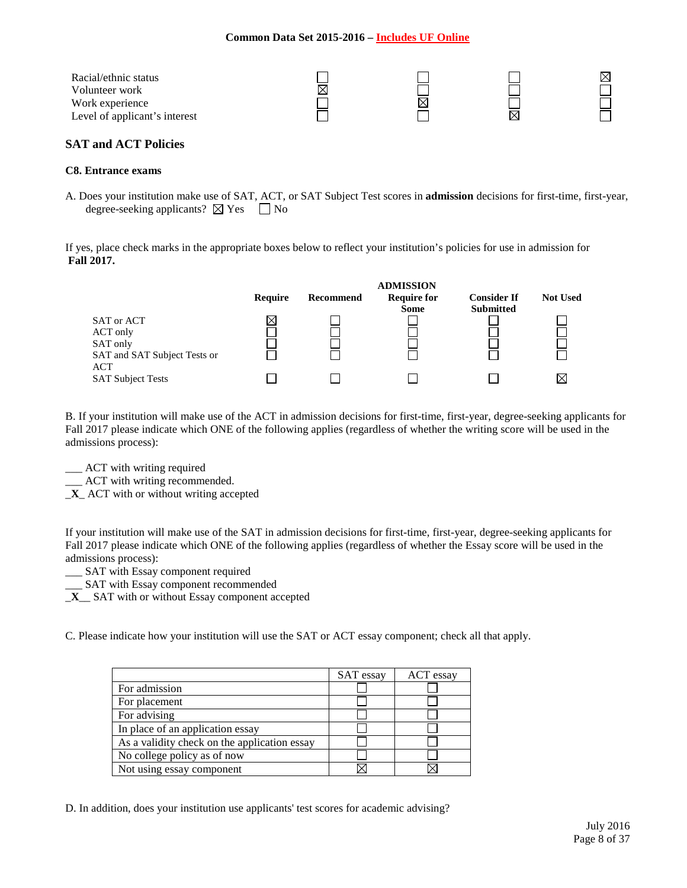| | | | | |
|---|---|---|---|---|
| Racial/ethnic status | ☐ | ☐ | ☐ | ☒ |
| Volunteer work | ☒ | ☐ | ☐ | ☐ |
| Work experience | ☐ | ☒ | ☐ | ☐ |
| Level of applicant's interest | ☐ | ☐ | ☒ | ☐ |

## SAT and ACT Policies

### C8. Entrance exams

A. Does your institution make use of SAT, ACT, or SAT Subject Test scores in **admission** decisions for first-time, first-year, degree-seeking applicants? ☒ Yes ☐ No

If yes, place check marks in the appropriate boxes below to reflect your institution's policies for use in admission for **Fall 2017.**

| | | | ADMISSION | | |
|---|---|---|---|---|---|
| | **Require** | **Recommend** | **Require for Some** | **Consider If Submitted** | **Not Used** |
| SAT or ACT | ☒ | ☐ | ☐ | ☐ | ☐ |
| ACT only | ☐ | ☐ | ☐ | ☐ | ☐ |
| SAT only | ☐ | ☐ | ☐ | ☐ | ☐ |
| SAT and SAT Subject Tests or ACT | ☐ | ☐ | ☐ | ☐ | ☐ |
| SAT Subject Tests | ☐ | ☐ | ☐ | ☐ | ☒ |

B. If your institution will make use of the ACT in admission decisions for first-time, first-year, degree-seeking applicants for Fall 2017 please indicate which ONE of the following applies (regardless of whether the writing score will be used in the admissions process):

___ ACT with writing required
___ ACT with writing recommended.
_**X**_ ACT with or without writing accepted

If your institution will make use of the SAT in admission decisions for first-time, first-year, degree-seeking applicants for Fall 2017 please indicate which ONE of the following applies (regardless of whether the Essay score will be used in the admissions process):
___ SAT with Essay component required
___ SAT with Essay component recommended
_**X**__ SAT with or without Essay component accepted

C. Please indicate how your institution will use the SAT or ACT essay component; check all that apply.

| | SAT essay | ACT essay |
|---|---|---|
| For admission | ☐ | ☐ |
| For placement | ☐ | ☐ |
| For advising | ☐ | ☐ |
| In place of an application essay | ☐ | ☐ |
| As a validity check on the application essay | ☐ | ☐ |
| No college policy as of now | ☐ | ☐ |
| Not using essay component | ☒ | ☒ |

D. In addition, does your institution use applicants' test scores for academic advising?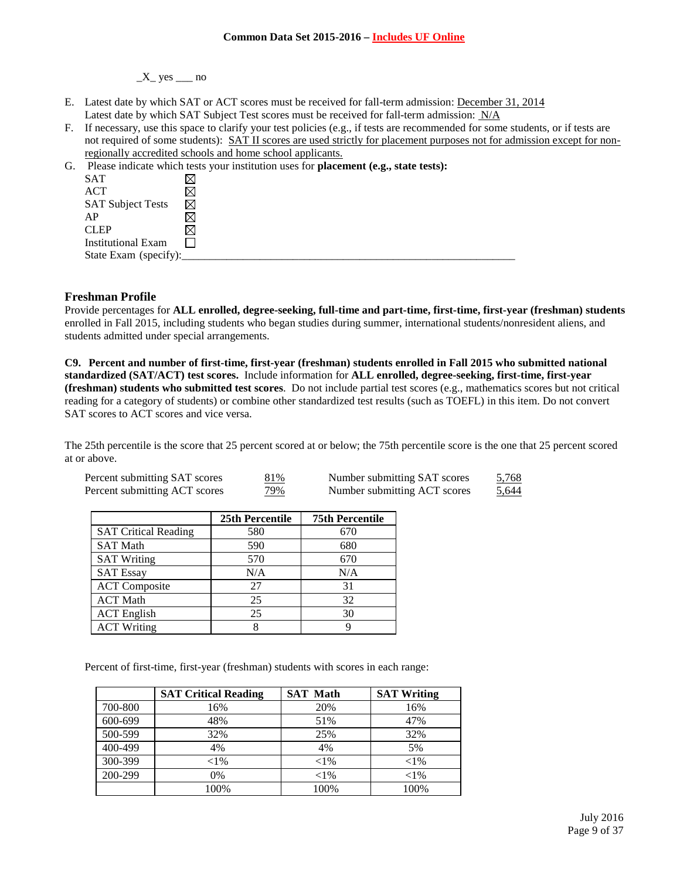_X_ yes ___ no

E. Latest date by which SAT or ACT scores must be received for fall-term admission: December 31, 2014
   Latest date by which SAT Subject Test scores must be received for fall-term admission: N/A
F. If necessary, use this space to clarify your test policies (e.g., if tests are recommended for some students, or if tests are not required of some students): SAT II scores are used strictly for placement purposes not for admission except for non-regionally accredited schools and home school applicants.
G. Please indicate which tests your institution uses for **placement (e.g., state tests):**

| | |
|---|---|
| SAT | ☒ |
| ACT | ☒ |
| SAT Subject Tests | ☒ |
| AP | ☒ |
| CLEP | ☒ |
| Institutional Exam | ☐ |

State Exam (specify):________________________________________________

## Freshman Profile

Provide percentages for **ALL enrolled, degree-seeking, full-time and part-time, first-time, first-year (freshman) students** enrolled in Fall 2015, including students who began studies during summer, international students/nonresident aliens, and students admitted under special arrangements.

**C9. Percent and number of first-time, first-year (freshman) students enrolled in Fall 2015 who submitted national standardized (SAT/ACT) test scores.** Include information for **ALL enrolled, degree-seeking, first-time, first-year (freshman) students who submitted test scores**. Do not include partial test scores (e.g., mathematics scores but not critical reading for a category of students) or combine other standardized test results (such as TOEFL) in this item. Do not convert SAT scores to ACT scores and vice versa.

The 25th percentile is the score that 25 percent scored at or below; the 75th percentile score is the one that 25 percent scored at or above.

| | | | |
|---|---|---|---|
| Percent submitting SAT scores | 81% | Number submitting SAT scores | 5,768 |
| Percent submitting ACT scores | 79% | Number submitting ACT scores | 5,644 |

| | 25th Percentile | 75th Percentile |
|---|---|---|
| SAT Critical Reading | 580 | 670 |
| SAT Math | 590 | 680 |
| SAT Writing | 570 | 670 |
| SAT Essay | N/A | N/A |
| ACT Composite | 27 | 31 |
| ACT Math | 25 | 32 |
| ACT English | 25 | 30 |
| ACT Writing | 8 | 9 |

Percent of first-time, first-year (freshman) students with scores in each range:

| | SAT Critical Reading | SAT Math | SAT Writing |
|---|---|---|---|
| 700-800 | 16% | 20% | 16% |
| 600-699 | 48% | 51% | 47% |
| 500-599 | 32% | 25% | 32% |
| 400-499 | 4% | 4% | 5% |
| 300-399 | <1% | <1% | <1% |
| 200-299 | 0% | <1% | <1% |
| | 100% | 100% | 100% |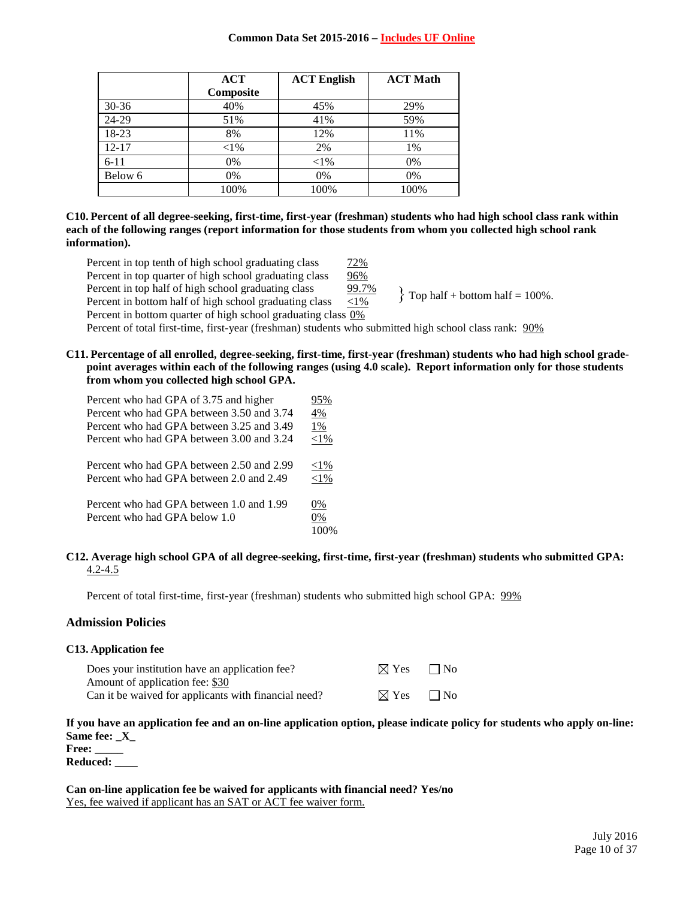| | ACT Composite | ACT English | ACT Math |
|---|---|---|---|
| 30-36 | 40% | 45% | 29% |
| 24-29 | 51% | 41% | 59% |
| 18-23 | 8% | 12% | 11% |
| 12-17 | <1% | 2% | 1% |
| 6-11 | 0% | <1% | 0% |
| Below 6 | 0% | 0% | 0% |
| | 100% | 100% | 100% |

**C10. Percent of all degree-seeking, first-time, first-year (freshman) students who had high school class rank within each of the following ranges (report information for those students from whom you collected high school rank information).**

Percent in top tenth of high school graduating class 72%
Percent in top quarter of high school graduating class 96%
Percent in top half of high school graduating class 99.7%
Percent in bottom half of high school graduating class <1%
} Top half + bottom half = 100%.
Percent in bottom quarter of high school graduating class 0%
Percent of total first-time, first-year (freshman) students who submitted high school class rank: 90%

**C11. Percentage of all enrolled, degree-seeking, first-time, first-year (freshman) students who had high school grade-point averages within each of the following ranges (using 4.0 scale). Report information only for those students from whom you collected high school GPA.**

Percent who had GPA of 3.75 and higher 95%
Percent who had GPA between 3.50 and 3.74 4%
Percent who had GPA between 3.25 and 3.49 1%
Percent who had GPA between 3.00 and 3.24 <1%

Percent who had GPA between 2.50 and 2.99 <1%
Percent who had GPA between 2.0 and 2.49 <1%

Percent who had GPA between 1.0 and 1.99 0%
Percent who had GPA below 1.0 0%
100%

**C12. Average high school GPA of all degree-seeking, first-time, first-year (freshman) students who submitted GPA:** 4.2-4.5

Percent of total first-time, first-year (freshman) students who submitted high school GPA: 99%

## Admission Policies

### C13. Application fee

Does your institution have an application fee? ☒ Yes ☐ No
Amount of application fee: $30
Can it be waived for applicants with financial need? ☒ Yes ☐ No

**If you have an application fee and an on-line application option, please indicate policy for students who apply on-line:**
**Same fee: _X_**
**Free: _____**
**Reduced: ____**

**Can on-line application fee be waived for applicants with financial need? Yes/no**
Yes, fee waived if applicant has an SAT or ACT fee waiver form.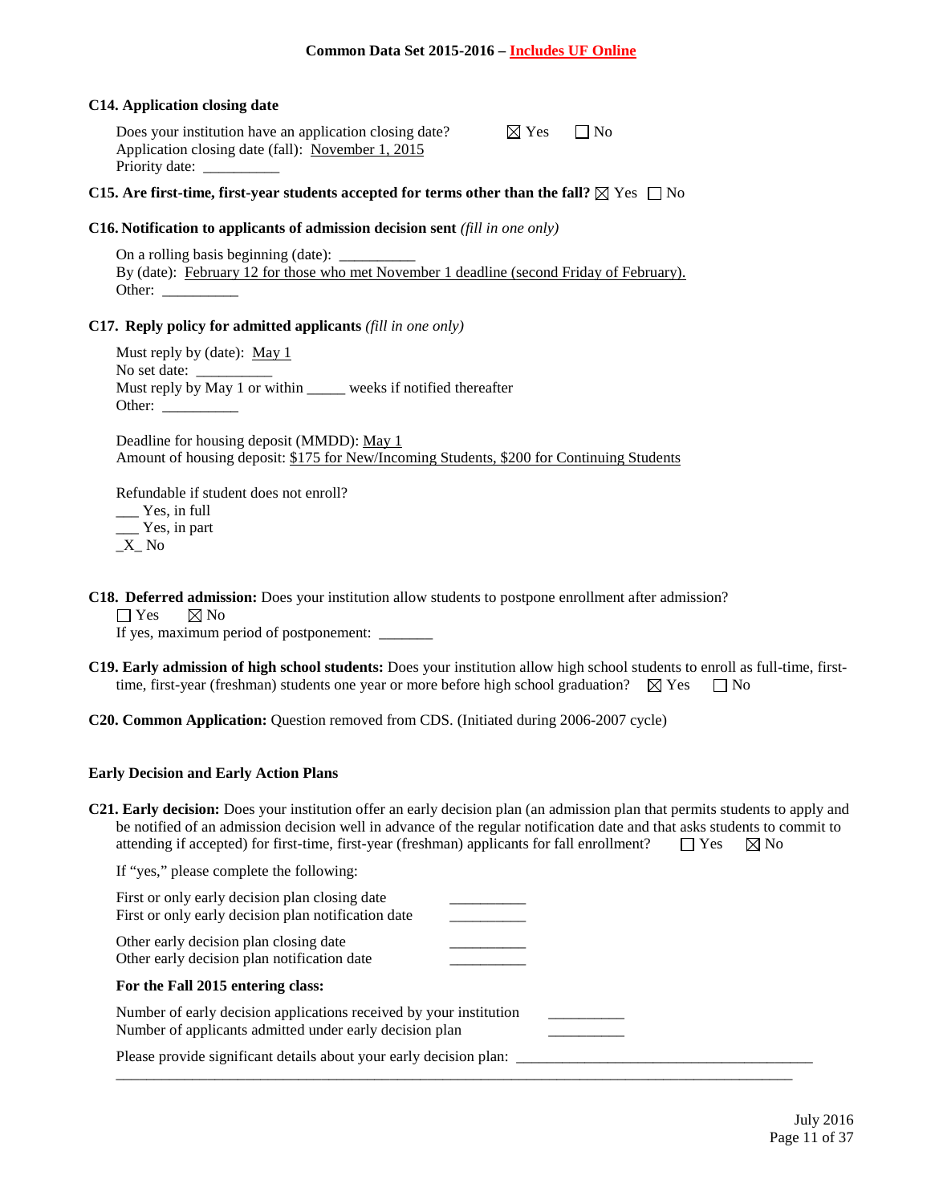**C14. Application closing date**

Does your institution have an application closing date? ☒ Yes ☐ No
Application closing date (fall): November 1, 2015
Priority date: __________

**C15. Are first-time, first-year students accepted for terms other than the fall?** ☒ Yes ☐ No

**C16. Notification to applicants of admission decision sent** *(fill in one only)*

On a rolling basis beginning (date): __________
By (date): February 12 for those who met November 1 deadline (second Friday of February).
Other: __________

**C17. Reply policy for admitted applicants** *(fill in one only)*

Must reply by (date): May 1
No set date: __________
Must reply by May 1 or within _____ weeks if notified thereafter
Other: __________

Deadline for housing deposit (MMDD): May 1
Amount of housing deposit: $175 for New/Incoming Students, $200 for Continuing Students

Refundable if student does not enroll?
___ Yes, in full
___ Yes, in part
_X_ No

**C18. Deferred admission:** Does your institution allow students to postpone enrollment after admission?
☐ Yes ☒ No
If yes, maximum period of postponement: _______

**C19. Early admission of high school students:** Does your institution allow high school students to enroll as full-time, first-time, first-year (freshman) students one year or more before high school graduation? ☒ Yes ☐ No

**C20. Common Application:** Question removed from CDS. (Initiated during 2006-2007 cycle)

**Early Decision and Early Action Plans**

**C21. Early decision:** Does your institution offer an early decision plan (an admission plan that permits students to apply and be notified of an admission decision well in advance of the regular notification date and that asks students to commit to attending if accepted) for first-time, first-year (freshman) applicants for fall enrollment? ☐ Yes ☒ No

If "yes," please complete the following:

First or only early decision plan closing date __________
First or only early decision plan notification date __________

Other early decision plan closing date __________
Other early decision plan notification date __________

**For the Fall 2015 entering class:**

Number of early decision applications received by your institution __________
Number of applicants admitted under early decision plan __________

Please provide significant details about your early decision plan: ________________________________________
_____________________________________________________________________________________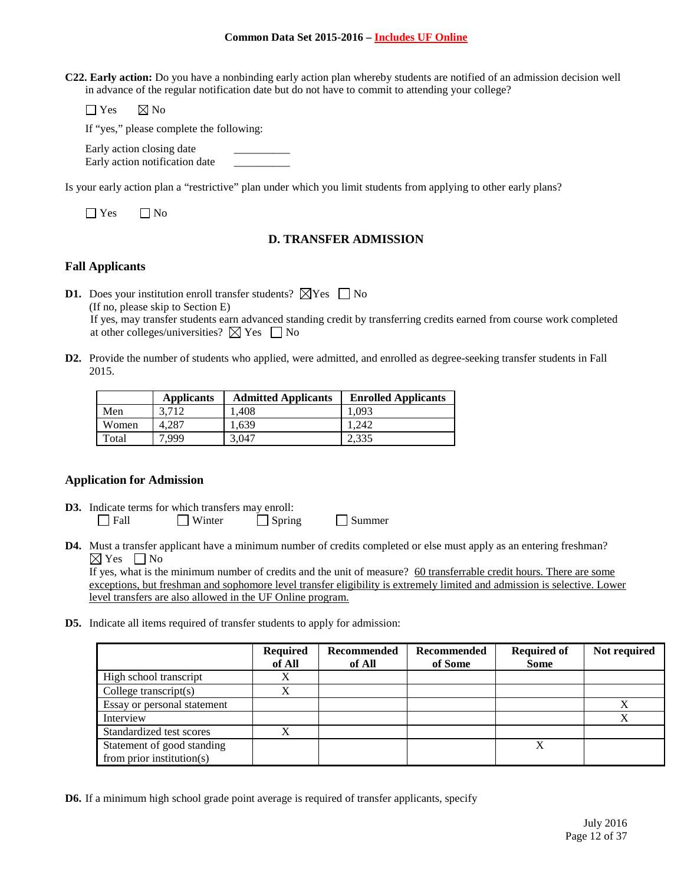**C22. Early action:** Do you have a nonbinding early action plan whereby students are notified of an admission decision well in advance of the regular notification date but do not have to commit to attending your college?

☐ Yes ☒ No

If "yes," please complete the following:

Early action closing date __________
Early action notification date __________

Is your early action plan a "restrictive" plan under which you limit students from applying to other early plans?

☐ Yes ☐ No

## D. TRANSFER ADMISSION

### Fall Applicants

**D1.** Does your institution enroll transfer students? ☒ Yes ☐ No
(If no, please skip to Section E)
If yes, may transfer students earn advanced standing credit by transferring credits earned from course work completed at other colleges/universities? ☒ Yes ☐ No

**D2.** Provide the number of students who applied, were admitted, and enrolled as degree-seeking transfer students in Fall 2015.

| | Applicants | Admitted Applicants | Enrolled Applicants |
|---|---|---|---|
| Men | 3,712 | 1,408 | 1,093 |
| Women | 4,287 | 1,639 | 1,242 |
| Total | 7,999 | 3,047 | 2,335 |

### Application for Admission

**D3.** Indicate terms for which transfers may enroll:
☐ Fall ☐ Winter ☐ Spring ☐ Summer

**D4.** Must a transfer applicant have a minimum number of credits completed or else must apply as an entering freshman?
☒ Yes ☐ No
If yes, what is the minimum number of credits and the unit of measure? 60 transferrable credit hours. There are some exceptions, but freshman and sophomore level transfer eligibility is extremely limited and admission is selective. Lower level transfers are also allowed in the UF Online program.

**D5.** Indicate all items required of transfer students to apply for admission:

| | Required of All | Recommended of All | Recommended of Some | Required of Some | Not required |
|---|---|---|---|---|---|
| High school transcript | X | | | | |
| College transcript(s) | X | | | | |
| Essay or personal statement | | | | | X |
| Interview | | | | | X |
| Standardized test scores | X | | | | |
| Statement of good standing from prior institution(s) | | | | X | |

**D6.** If a minimum high school grade point average is required of transfer applicants, specify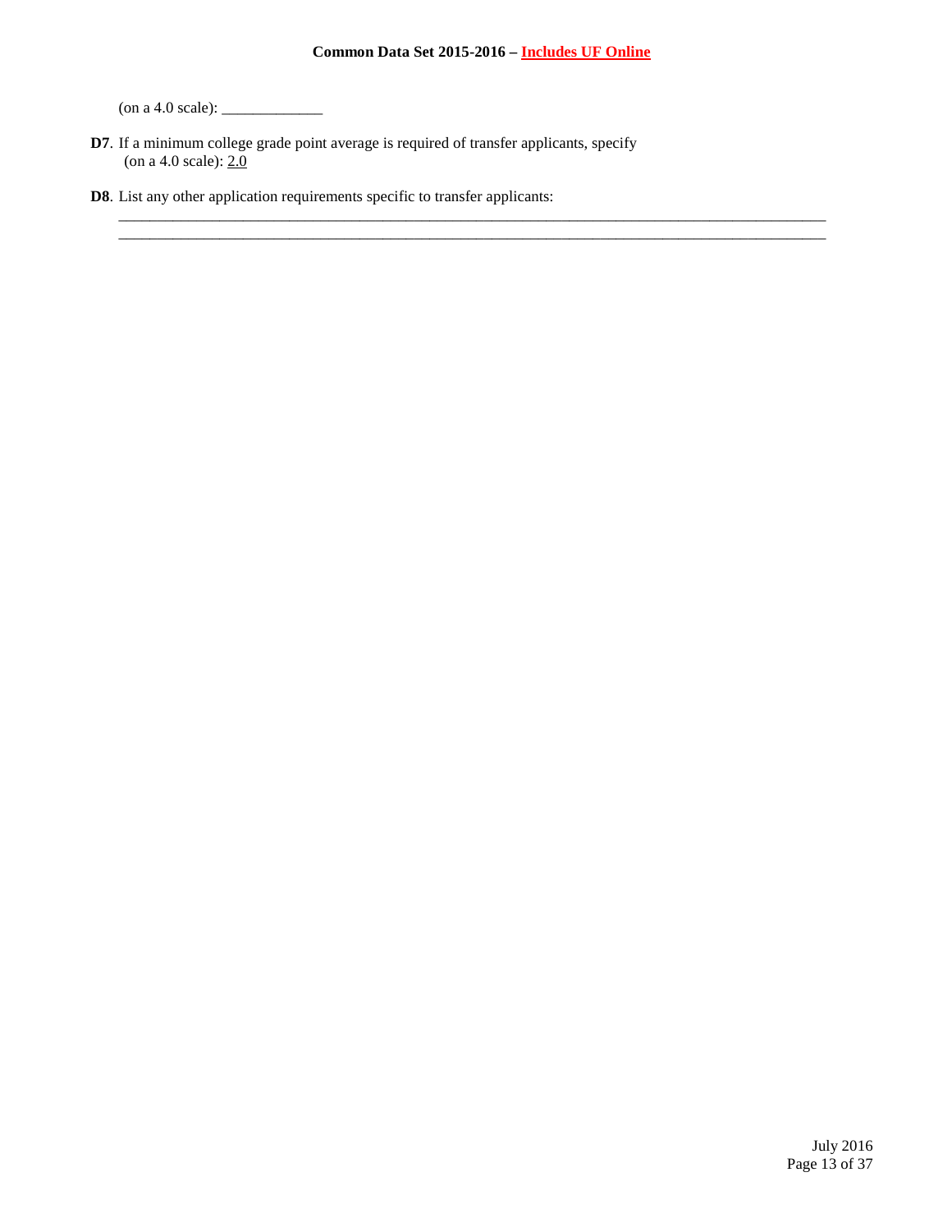(on a 4.0 scale): _____________

**D7**. If a minimum college grade point average is required of transfer applicants, specify (on a 4.0 scale): 2.0

**D8**. List any other application requirements specific to transfer applicants:

_____________________________________________________________________________________________

_____________________________________________________________________________________________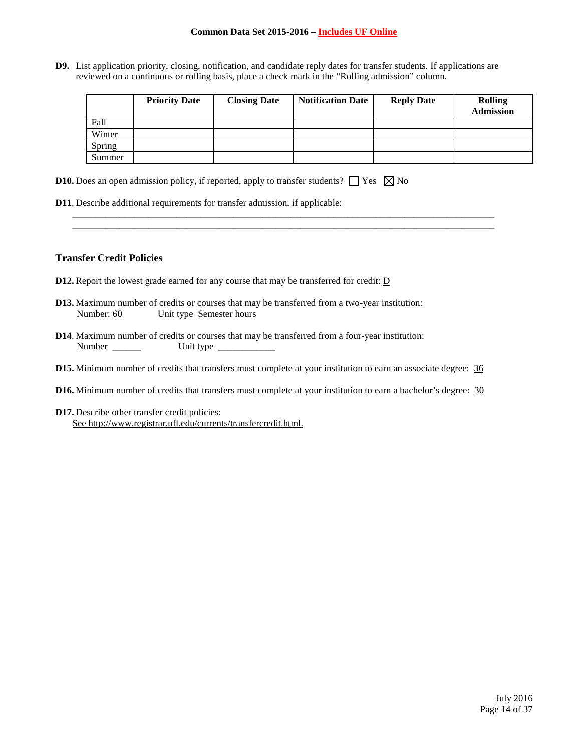**D9.** List application priority, closing, notification, and candidate reply dates for transfer students. If applications are reviewed on a continuous or rolling basis, place a check mark in the "Rolling admission" column.

| | Priority Date | Closing Date | Notification Date | Reply Date | Rolling Admission |
|---|---|---|---|---|---|
| Fall | | | | | |
| Winter | | | | | |
| Spring | | | | | |
| Summer | | | | | |

**D10.** Does an open admission policy, if reported, apply to transfer students? ☐ Yes ☒ No

**D11**. Describe additional requirements for transfer admission, if applicable:

______________________________________________________________________________

______________________________________________________________________________

## Transfer Credit Policies

**D12.** Report the lowest grade earned for any course that may be transferred for credit: D

**D13.** Maximum number of credits or courses that may be transferred from a two-year institution:
Number: 60 Unit type Semester hours

**D14**. Maximum number of credits or courses that may be transferred from a four-year institution:
Number ______ Unit type ____________

**D15.** Minimum number of credits that transfers must complete at your institution to earn an associate degree: 36

**D16.** Minimum number of credits that transfers must complete at your institution to earn a bachelor's degree: 30

**D17.** Describe other transfer credit policies:
See http://www.registrar.ufl.edu/currents/transfercredit.html.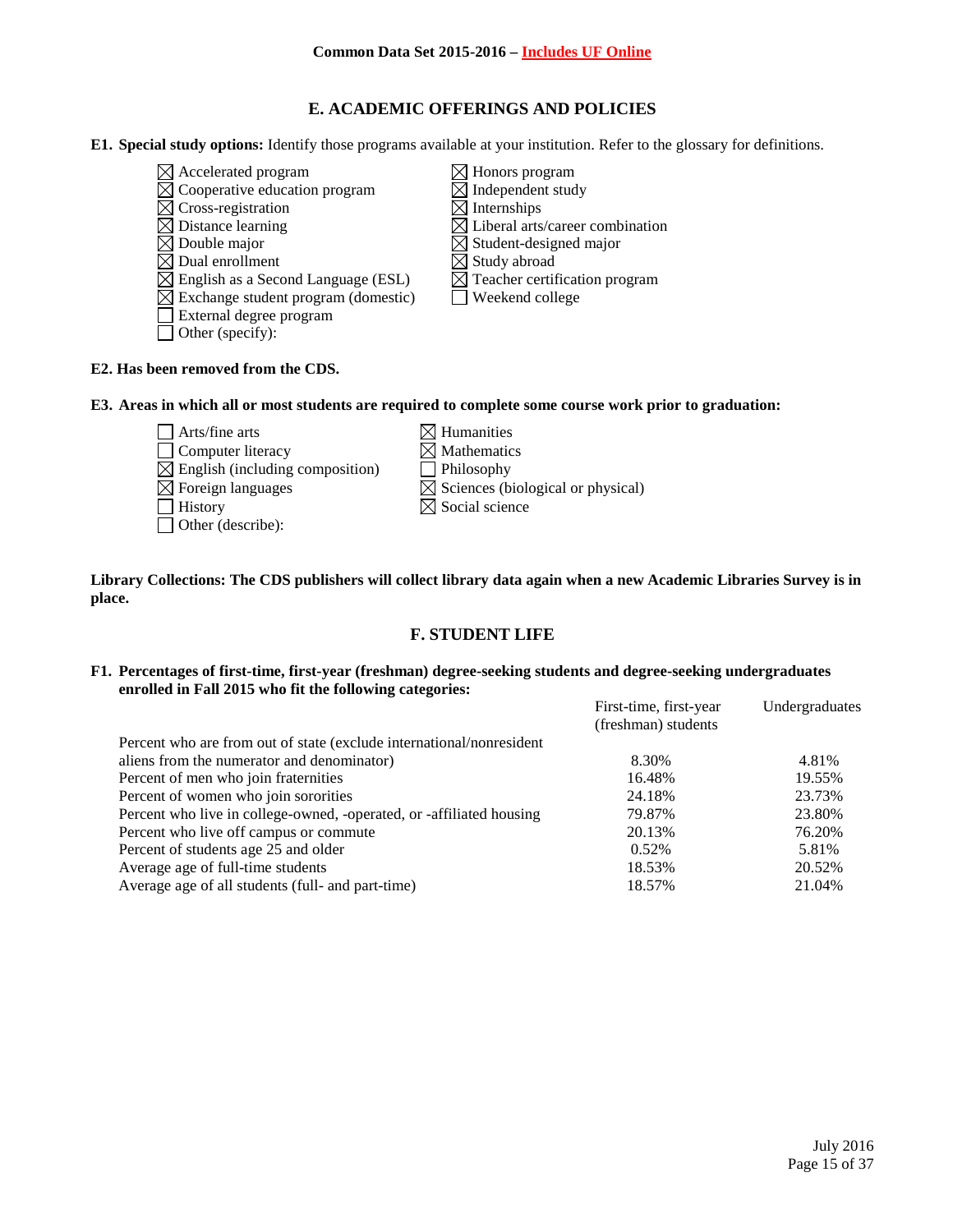## E. ACADEMIC OFFERINGS AND POLICIES

**E1. Special study options:** Identify those programs available at your institution. Refer to the glossary for definitions.

- ☒ Accelerated program
- ☒ Cooperative education program
- ☒ Cross-registration
- ☒ Distance learning
- ☒ Double major
- ☒ Dual enrollment
- ☒ English as a Second Language (ESL)
- ☒ Exchange student program (domestic)
- ☐ External degree program
- ☐ Other (specify):
- ☒ Honors program
- ☒ Independent study
- ☒ Internships
- ☒ Liberal arts/career combination
- ☒ Student-designed major
- ☒ Study abroad
- ☒ Teacher certification program
- ☐ Weekend college

**E2. Has been removed from the CDS.**

**E3. Areas in which all or most students are required to complete some course work prior to graduation:**

- ☐ Arts/fine arts
- ☐ Computer literacy
- ☒ English (including composition)
- ☒ Foreign languages
- ☐ History
- ☐ Other (describe):
- ☒ Humanities
- ☒ Mathematics
- ☐ Philosophy
- ☒ Sciences (biological or physical)
- ☒ Social science

**Library Collections: The CDS publishers will collect library data again when a new Academic Libraries Survey is in place.**

## F. STUDENT LIFE

**F1. Percentages of first-time, first-year (freshman) degree-seeking students and degree-seeking undergraduates enrolled in Fall 2015 who fit the following categories:**

| | First-time, first-year (freshman) students | Undergraduates |
|---|---|---|
| Percent who are from out of state (exclude international/nonresident aliens from the numerator and denominator) | 8.30% | 4.81% |
| Percent of men who join fraternities | 16.48% | 19.55% |
| Percent of women who join sororities | 24.18% | 23.73% |
| Percent who live in college-owned, -operated, or -affiliated housing | 79.87% | 23.80% |
| Percent who live off campus or commute | 20.13% | 76.20% |
| Percent of students age 25 and older | 0.52% | 5.81% |
| Average age of full-time students | 18.53% | 20.52% |
| Average age of all students (full- and part-time) | 18.57% | 21.04% |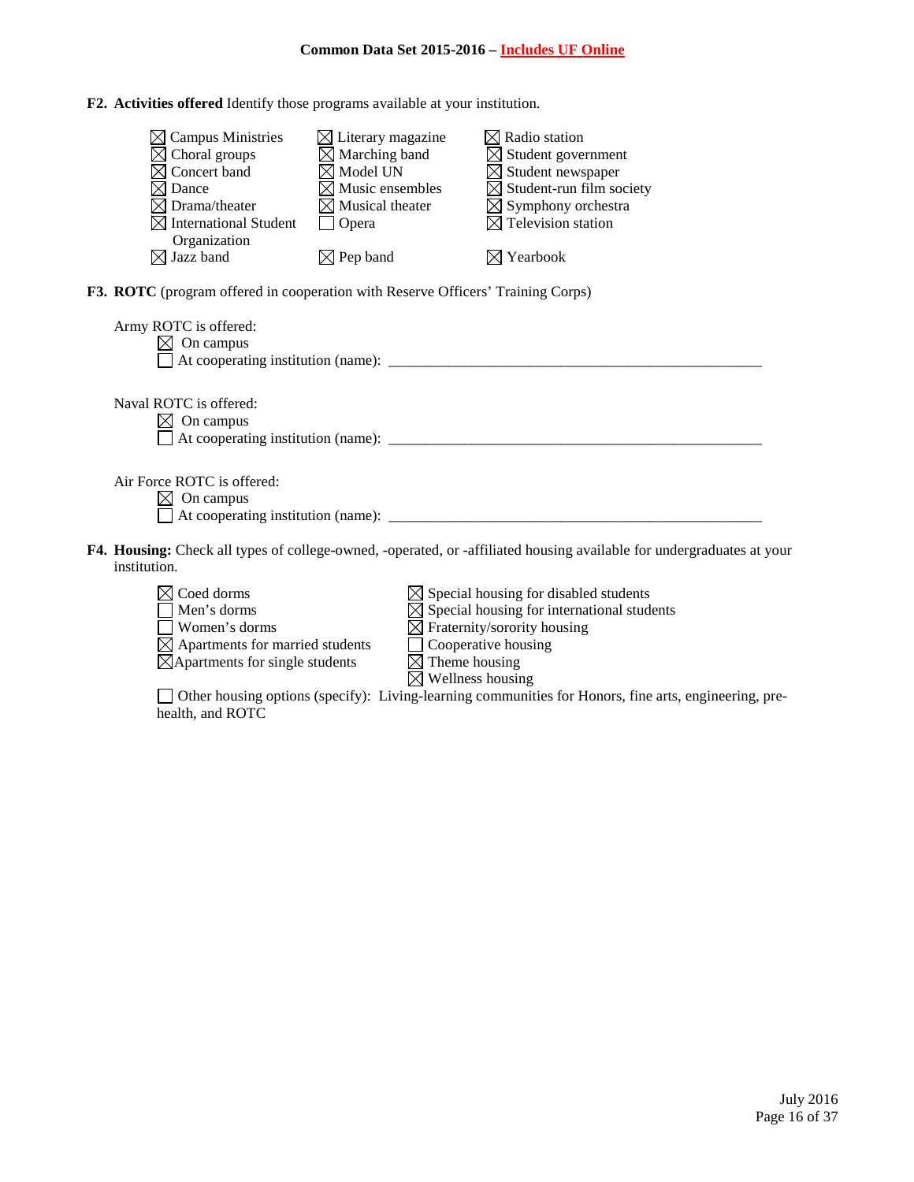**F2. Activities offered** Identify those programs available at your institution.

- ☒ Campus Ministries
- ☒ Choral groups
- ☒ Concert band
- ☒ Dance
- ☒ Drama/theater
- ☒ International Student Organization
- ☒ Jazz band
- ☒ Literary magazine
- ☒ Marching band
- ☒ Model UN
- ☒ Music ensembles
- ☒ Musical theater
- ☐ Opera
- ☒ Pep band
- ☒ Radio station
- ☒ Student government
- ☒ Student newspaper
- ☒ Student-run film society
- ☒ Symphony orchestra
- ☒ Television station
- ☒ Yearbook

**F3. ROTC** (program offered in cooperation with Reserve Officers' Training Corps)

Army ROTC is offered:
- ☒ On campus
- ☐ At cooperating institution (name): ____________________

Naval ROTC is offered:
- ☒ On campus
- ☐ At cooperating institution (name): ____________________

Air Force ROTC is offered:
- ☒ On campus
- ☐ At cooperating institution (name): ____________________

**F4. Housing:** Check all types of college-owned, -operated, or -affiliated housing available for undergraduates at your institution.

- ☒ Coed dorms
- ☐ Men's dorms
- ☐ Women's dorms
- ☒ Apartments for married students
- ☒ Apartments for single students
- ☒ Special housing for disabled students
- ☒ Special housing for international students
- ☒ Fraternity/sorority housing
- ☐ Cooperative housing
- ☒ Theme housing
- ☒ Wellness housing
- ☐ Other housing options (specify): Living-learning communities for Honors, fine arts, engineering, pre-health, and ROTC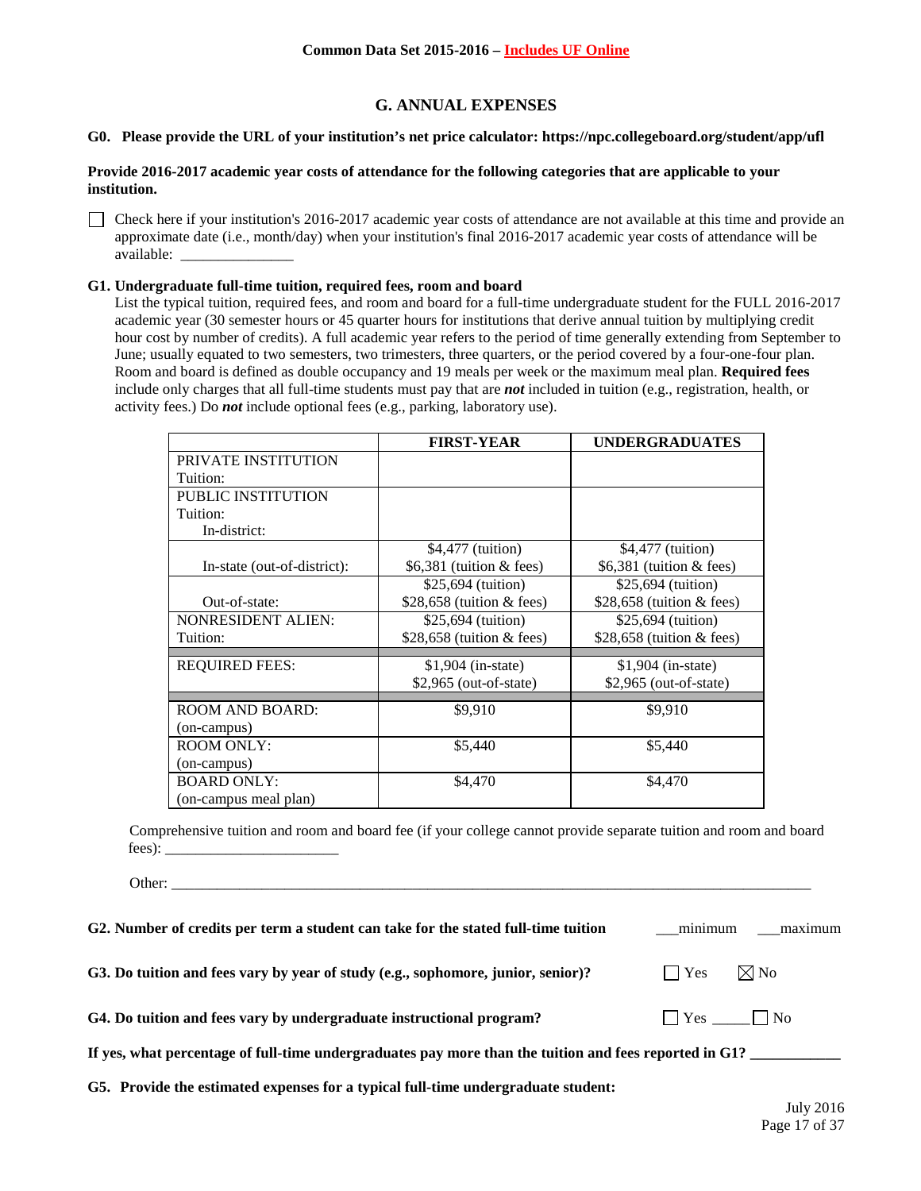## G. ANNUAL EXPENSES

**G0. Please provide the URL of your institution's net price calculator: https://npc.collegeboard.org/student/app/ufl**

**Provide 2016-2017 academic year costs of attendance for the following categories that are applicable to your institution.**

☐ Check here if your institution's 2016-2017 academic year costs of attendance are not available at this time and provide an approximate date (i.e., month/day) when your institution's final 2016-2017 academic year costs of attendance will be available: _______________

**G1. Undergraduate full-time tuition, required fees, room and board**

List the typical tuition, required fees, and room and board for a full-time undergraduate student for the FULL 2016-2017 academic year (30 semester hours or 45 quarter hours for institutions that derive annual tuition by multiplying credit hour cost by number of credits). A full academic year refers to the period of time generally extending from September to June; usually equated to two semesters, two trimesters, three quarters, or the period covered by a four-one-four plan. Room and board is defined as double occupancy and 19 meals per week or the maximum meal plan. **Required fees** include only charges that all full-time students must pay that are ***not*** included in tuition (e.g., registration, health, or activity fees.) Do ***not*** include optional fees (e.g., parking, laboratory use).

| | FIRST-YEAR | UNDERGRADUATES |
|---|---|---|
| PRIVATE INSTITUTION Tuition: | | |
| PUBLIC INSTITUTION Tuition: In-district: | | |
| In-state (out-of-district): | $4,477 (tuition) $6,381 (tuition & fees) | $4,477 (tuition) $6,381 (tuition & fees) |
| Out-of-state: | $25,694 (tuition) $28,658 (tuition & fees) | $25,694 (tuition) $28,658 (tuition & fees) |
| NONRESIDENT ALIEN: Tuition: | $25,694 (tuition) $28,658 (tuition & fees) | $25,694 (tuition) $28,658 (tuition & fees) |
| REQUIRED FEES: | $1,904 (in-state) $2,965 (out-of-state) | $1,904 (in-state) $2,965 (out-of-state) |
| ROOM AND BOARD: (on-campus) | $9,910 | $9,910 |
| ROOM ONLY: (on-campus) | $5,440 | $5,440 |
| BOARD ONLY: (on-campus meal plan) | $4,470 | $4,470 |

Comprehensive tuition and room and board fee (if your college cannot provide separate tuition and room and board fees): _______________________

Other: ___________________________________________________________________________________________

**G2. Number of credits per term a student can take for the stated full-time tuition** ___minimum ___maximum

**G3. Do tuition and fees vary by year of study (e.g., sophomore, junior, senior)?** ☐ Yes ☒ No

**G4. Do tuition and fees vary by undergraduate instructional program?** ☐ Yes _____ ☐ No

**If yes, what percentage of full-time undergraduates pay more than the tuition and fees reported in G1?** ___________

**G5. Provide the estimated expenses for a typical full-time undergraduate student:**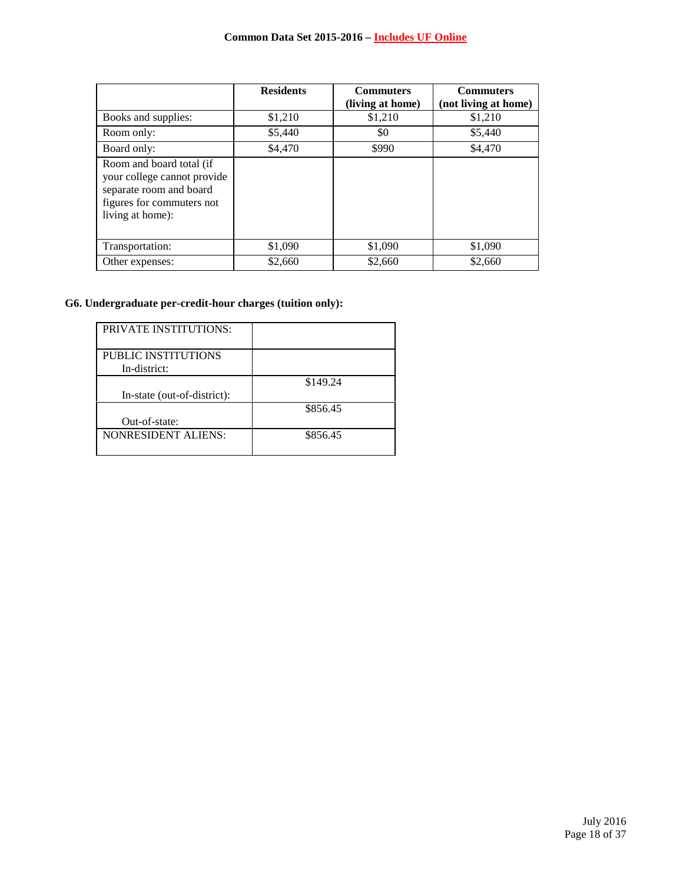| | Residents | Commuters (living at home) | Commuters (not living at home) |
|---|---|---|---|
| Books and supplies: | $1,210 | $1,210 | $1,210 |
| Room only: | $5,440 | $0 | $5,440 |
| Board only: | $4,470 | $990 | $4,470 |
| Room and board total (if your college cannot provide separate room and board figures for commuters not living at home): | | | |
| Transportation: | $1,090 | $1,090 | $1,090 |
| Other expenses: | $2,660 | $2,660 | $2,660 |

**G6. Undergraduate per-credit-hour charges (tuition only):**

| | |
|---|---|
| PRIVATE INSTITUTIONS: | |
| PUBLIC INSTITUTIONS In-district: | |
| In-state (out-of-district): | $149.24 |
| Out-of-state: | $856.45 |
| NONRESIDENT ALIENS: | $856.45 |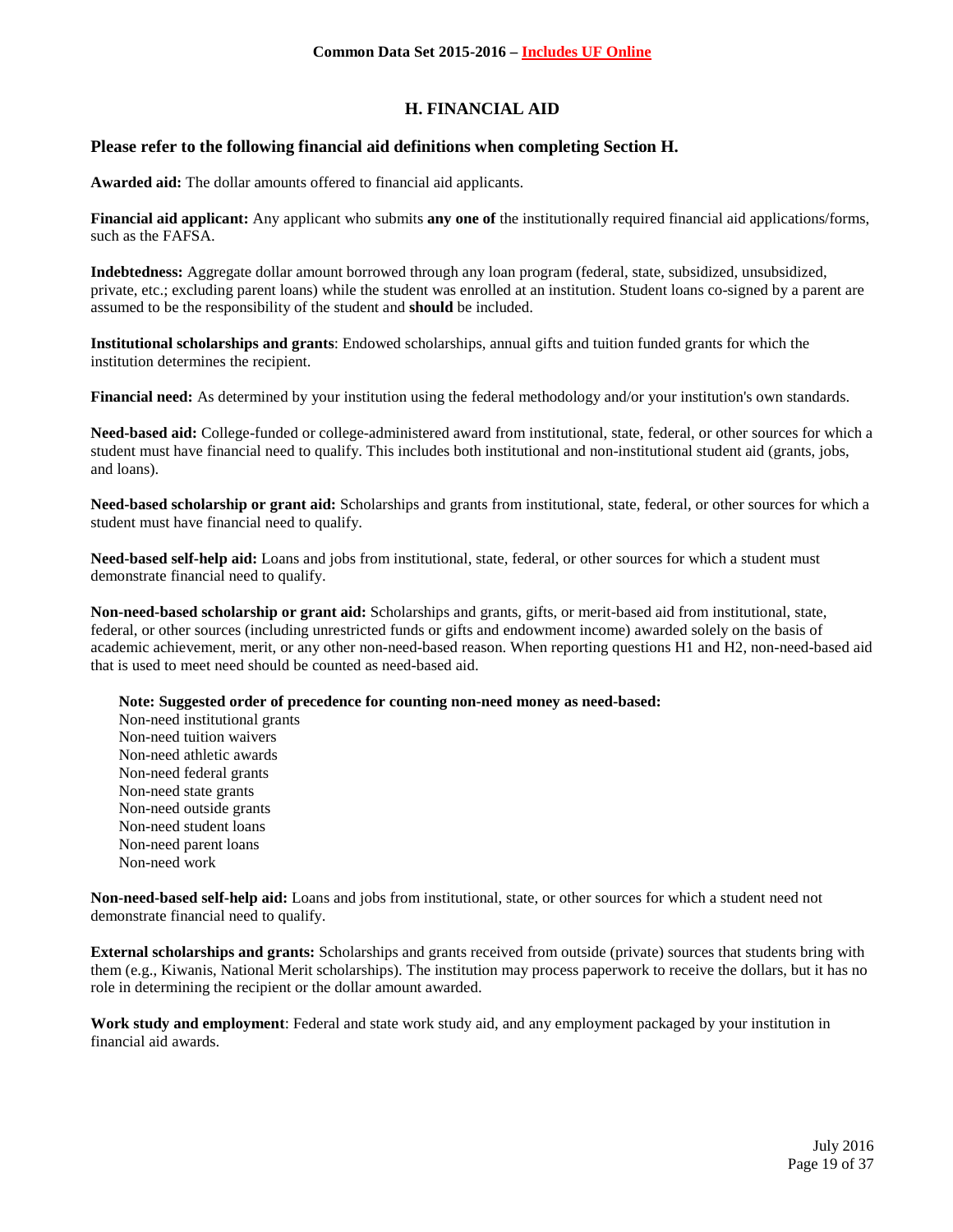## H. FINANCIAL AID

### Please refer to the following financial aid definitions when completing Section H.

**Awarded aid:** The dollar amounts offered to financial aid applicants.

**Financial aid applicant:** Any applicant who submits **any one of** the institutionally required financial aid applications/forms, such as the FAFSA.

**Indebtedness:** Aggregate dollar amount borrowed through any loan program (federal, state, subsidized, unsubsidized, private, etc.; excluding parent loans) while the student was enrolled at an institution. Student loans co-signed by a parent are assumed to be the responsibility of the student and **should** be included.

**Institutional scholarships and grants**: Endowed scholarships, annual gifts and tuition funded grants for which the institution determines the recipient.

**Financial need:** As determined by your institution using the federal methodology and/or your institution's own standards.

**Need-based aid:** College-funded or college-administered award from institutional, state, federal, or other sources for which a student must have financial need to qualify. This includes both institutional and non-institutional student aid (grants, jobs, and loans).

**Need-based scholarship or grant aid:** Scholarships and grants from institutional, state, federal, or other sources for which a student must have financial need to qualify.

**Need-based self-help aid:** Loans and jobs from institutional, state, federal, or other sources for which a student must demonstrate financial need to qualify.

**Non-need-based scholarship or grant aid:** Scholarships and grants, gifts, or merit-based aid from institutional, state, federal, or other sources (including unrestricted funds or gifts and endowment income) awarded solely on the basis of academic achievement, merit, or any other non-need-based reason. When reporting questions H1 and H2, non-need-based aid that is used to meet need should be counted as need-based aid.

> **Note: Suggested order of precedence for counting non-need money as need-based:**
> Non-need institutional grants
> Non-need tuition waivers
> Non-need athletic awards
> Non-need federal grants
> Non-need state grants
> Non-need outside grants
> Non-need student loans
> Non-need parent loans
> Non-need work

**Non-need-based self-help aid:** Loans and jobs from institutional, state, or other sources for which a student need not demonstrate financial need to qualify.

**External scholarships and grants:** Scholarships and grants received from outside (private) sources that students bring with them (e.g., Kiwanis, National Merit scholarships). The institution may process paperwork to receive the dollars, but it has no role in determining the recipient or the dollar amount awarded.

**Work study and employment**: Federal and state work study aid, and any employment packaged by your institution in financial aid awards.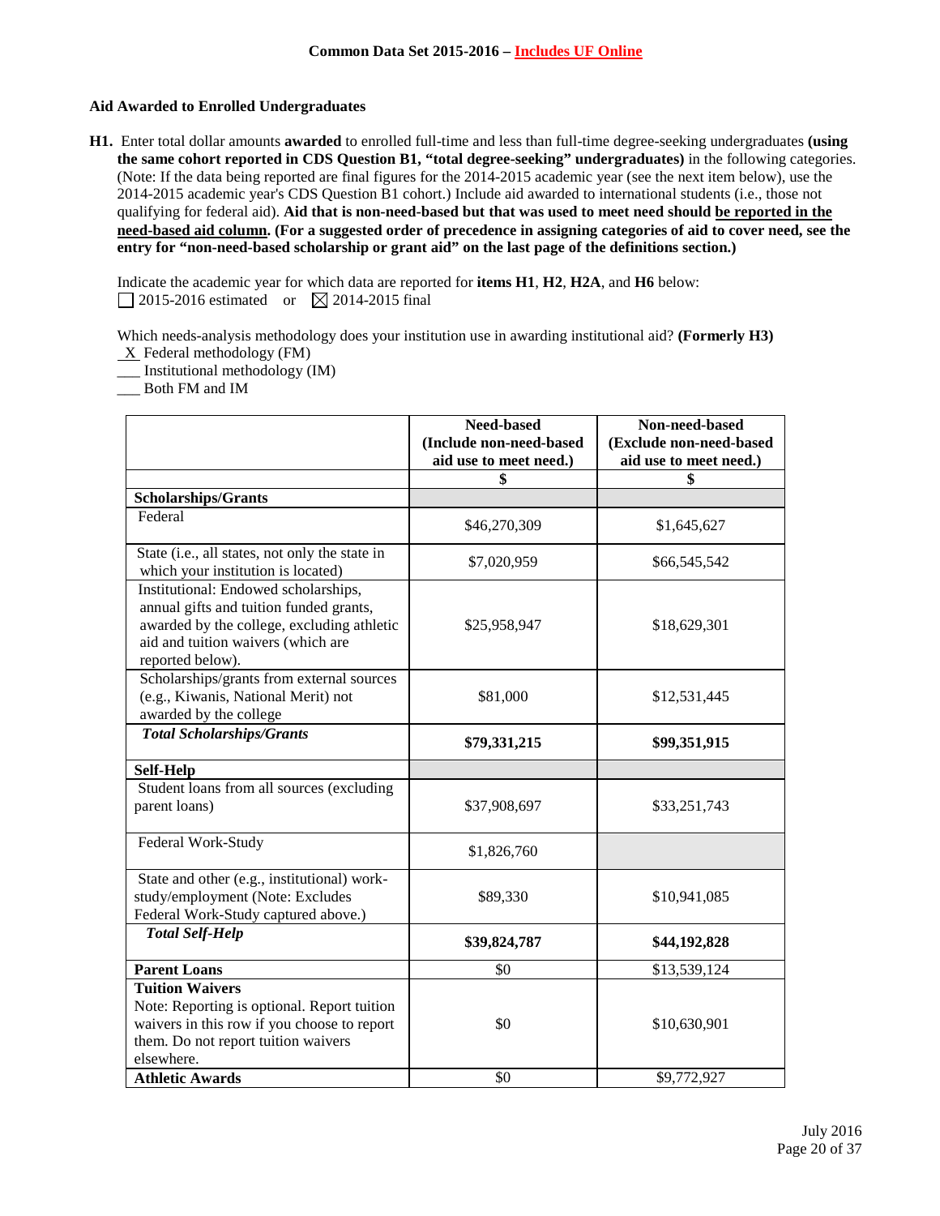### Aid Awarded to Enrolled Undergraduates

**H1.** Enter total dollar amounts **awarded** to enrolled full-time and less than full-time degree-seeking undergraduates **(using the same cohort reported in CDS Question B1, "total degree-seeking" undergraduates)** in the following categories. (Note: If the data being reported are final figures for the 2014-2015 academic year (see the next item below), use the 2014-2015 academic year's CDS Question B1 cohort.) Include aid awarded to international students (i.e., those not qualifying for federal aid). **Aid that is non-need-based but that was used to meet need should be reported in the need-based aid column. (For a suggested order of precedence in assigning categories of aid to cover need, see the entry for "non-need-based scholarship or grant aid" on the last page of the definitions section.)**

Indicate the academic year for which data are reported for **items H1**, **H2**, **H2A**, and **H6** below:
☐ 2015-2016 estimated or ☒ 2014-2015 final

Which needs-analysis methodology does your institution use in awarding institutional aid? **(Formerly H3)**
_X_ Federal methodology (FM)
___ Institutional methodology (IM)
___ Both FM and IM

| | Need-based (Include non-need-based aid use to meet need.) | Non-need-based (Exclude non-need-based aid use to meet need.) |
|---|---|---|
| | $ | $ |
| **Scholarships/Grants** | | |
| Federal | $46,270,309 | $1,645,627 |
| State (i.e., all states, not only the state in which your institution is located) | $7,020,959 | $66,545,542 |
| Institutional: Endowed scholarships, annual gifts and tuition funded grants, awarded by the college, excluding athletic aid and tuition waivers (which are reported below). | $25,958,947 | $18,629,301 |
| Scholarships/grants from external sources (e.g., Kiwanis, National Merit) not awarded by the college | $81,000 | $12,531,445 |
| ***Total Scholarships/Grants*** | **$79,331,215** | **$99,351,915** |
| **Self-Help** | | |
| Student loans from all sources (excluding parent loans) | $37,908,697 | $33,251,743 |
| Federal Work-Study | $1,826,760 | |
| State and other (e.g., institutional) work-study/employment (Note: Excludes Federal Work-Study captured above.) | $89,330 | $10,941,085 |
| ***Total Self-Help*** | **$39,824,787** | **$44,192,828** |
| **Parent Loans** | $0 | $13,539,124 |
| **Tuition Waivers** Note: Reporting is optional. Report tuition waivers in this row if you choose to report them. Do not report tuition waivers elsewhere. | $0 | $10,630,901 |
| **Athletic Awards** | $0 | $9,772,927 |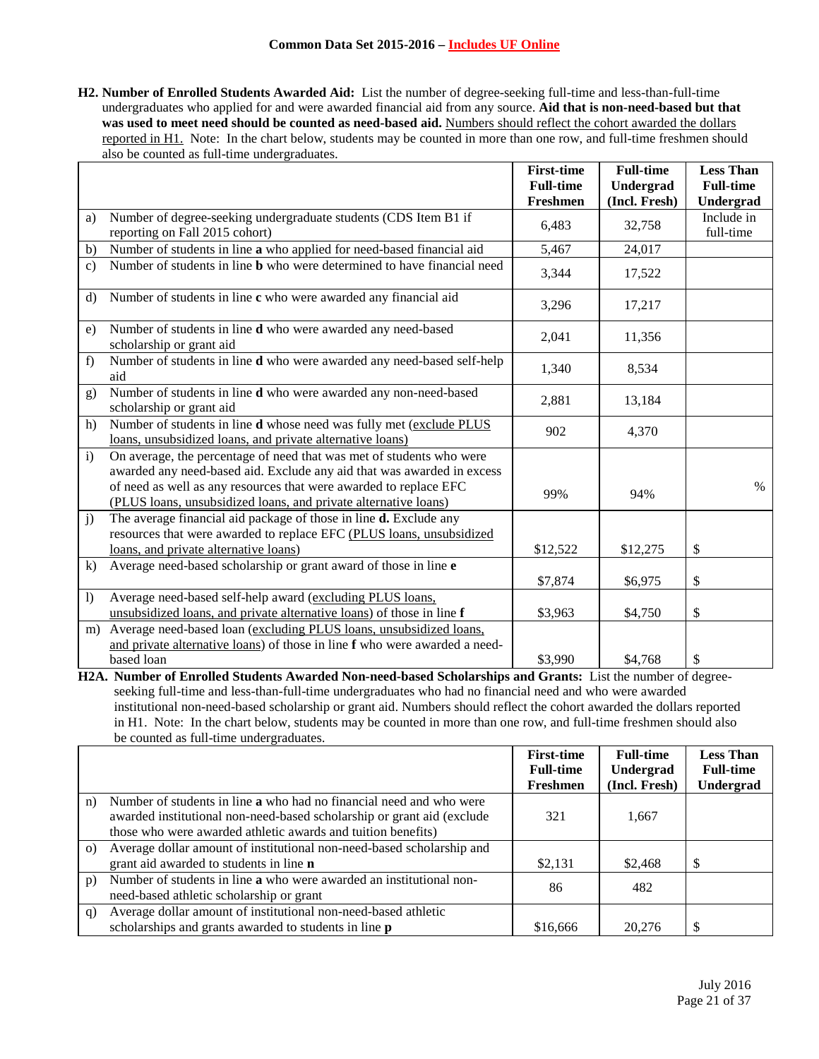**H2. Number of Enrolled Students Awarded Aid:** List the number of degree-seeking full-time and less-than-full-time undergraduates who applied for and were awarded financial aid from any source. **Aid that is non-need-based but that was used to meet need should be counted as need-based aid.** Numbers should reflect the cohort awarded the dollars reported in H1. Note: In the chart below, students may be counted in more than one row, and full-time freshmen should also be counted as full-time undergraduates.

| | | First-time Full-time Freshmen | Full-time Undergrad (Incl. Fresh) | Less Than Full-time Undergrad |
|---|---|---|---|---|
| a) | Number of degree-seeking undergraduate students (CDS Item B1 if reporting on Fall 2015 cohort) | 6,483 | 32,758 | Include in full-time |
| b) | Number of students in line **a** who applied for need-based financial aid | 5,467 | 24,017 | |
| c) | Number of students in line **b** who were determined to have financial need | 3,344 | 17,522 | |
| d) | Number of students in line **c** who were awarded any financial aid | 3,296 | 17,217 | |
| e) | Number of students in line **d** who were awarded any need-based scholarship or grant aid | 2,041 | 11,356 | |
| f) | Number of students in line **d** who were awarded any need-based self-help aid | 1,340 | 8,534 | |
| g) | Number of students in line **d** who were awarded any non-need-based scholarship or grant aid | 2,881 | 13,184 | |
| h) | Number of students in line **d** whose need was fully met (exclude PLUS loans, unsubsidized loans, and private alternative loans) | 902 | 4,370 | |
| i) | On average, the percentage of need that was met of students who were awarded any need-based aid. Exclude any aid that was awarded in excess of need as well as any resources that were awarded to replace EFC (PLUS loans, unsubsidized loans, and private alternative loans) | 99% | 94% | % |
| j) | The average financial aid package of those in line **d.** Exclude any resources that were awarded to replace EFC (PLUS loans, unsubsidized loans, and private alternative loans) | $12,522 | $12,275 | $ |
| k) | Average need-based scholarship or grant award of those in line **e** | $7,874 | $6,975 | $ |
| l) | Average need-based self-help award (excluding PLUS loans, unsubsidized loans, and private alternative loans) of those in line **f** | $3,963 | $4,750 | $ |
| m) | Average need-based loan (excluding PLUS loans, unsubsidized loans, and private alternative loans) of those in line **f** who were awarded a need-based loan | $3,990 | $4,768 | $ |

**H2A. Number of Enrolled Students Awarded Non-need-based Scholarships and Grants:** List the number of degree-seeking full-time and less-than-full-time undergraduates who had no financial need and who were awarded institutional non-need-based scholarship or grant aid. Numbers should reflect the cohort awarded the dollars reported in H1. Note: In the chart below, students may be counted in more than one row, and full-time freshmen should also be counted as full-time undergraduates.

| | | First-time Full-time Freshmen | Full-time Undergrad (Incl. Fresh) | Less Than Full-time Undergrad |
|---|---|---|---|---|
| n) | Number of students in line **a** who had no financial need and who were awarded institutional non-need-based scholarship or grant aid (exclude those who were awarded athletic awards and tuition benefits) | 321 | 1,667 | |
| o) | Average dollar amount of institutional non-need-based scholarship and grant aid awarded to students in line **n** | $2,131 | $2,468 | $ |
| p) | Number of students in line **a** who were awarded an institutional non-need-based athletic scholarship or grant | 86 | 482 | |
| q) | Average dollar amount of institutional non-need-based athletic scholarships and grants awarded to students in line **p** | $16,666 | 20,276 | $ |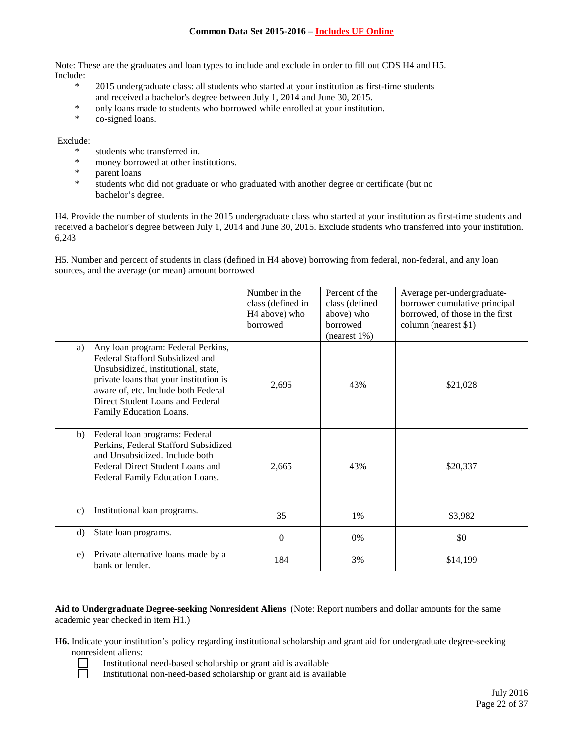Note: These are the graduates and loan types to include and exclude in order to fill out CDS H4 and H5.
Include:

* 2015 undergraduate class: all students who started at your institution as first-time students and received a bachelor's degree between July 1, 2014 and June 30, 2015.
* only loans made to students who borrowed while enrolled at your institution.
* co-signed loans.

Exclude:

* students who transferred in.
* money borrowed at other institutions.
* parent loans
* students who did not graduate or who graduated with another degree or certificate (but no bachelor's degree.

H4. Provide the number of students in the 2015 undergraduate class who started at your institution as first-time students and received a bachelor's degree between July 1, 2014 and June 30, 2015. Exclude students who transferred into your institution.
6,243

H5. Number and percent of students in class (defined in H4 above) borrowing from federal, non-federal, and any loan sources, and the average (or mean) amount borrowed

| | Number in the class (defined in H4 above) who borrowed | Percent of the class (defined above) who borrowed (nearest 1%) | Average per-undergraduate-borrower cumulative principal borrowed, of those in the first column (nearest $1) |
|---|---|---|---|
| a) Any loan program: Federal Perkins, Federal Stafford Subsidized and Unsubsidized, institutional, state, private loans that your institution is aware of, etc. Include both Federal Direct Student Loans and Federal Family Education Loans. | 2,695 | 43% | $21,028 |
| b) Federal loan programs: Federal Perkins, Federal Stafford Subsidized and Unsubsidized. Include both Federal Direct Student Loans and Federal Family Education Loans. | 2,665 | 43% | $20,337 |
| c) Institutional loan programs. | 35 | 1% | $3,982 |
| d) State loan programs. | 0 | 0% | $0 |
| e) Private alternative loans made by a bank or lender. | 184 | 3% | $14,199 |

**Aid to Undergraduate Degree-seeking Nonresident Aliens** (Note: Report numbers and dollar amounts for the same academic year checked in item H1.)

**H6.** Indicate your institution's policy regarding institutional scholarship and grant aid for undergraduate degree-seeking nonresident aliens:

☐ Institutional need-based scholarship or grant aid is available
☐ Institutional non-need-based scholarship or grant aid is available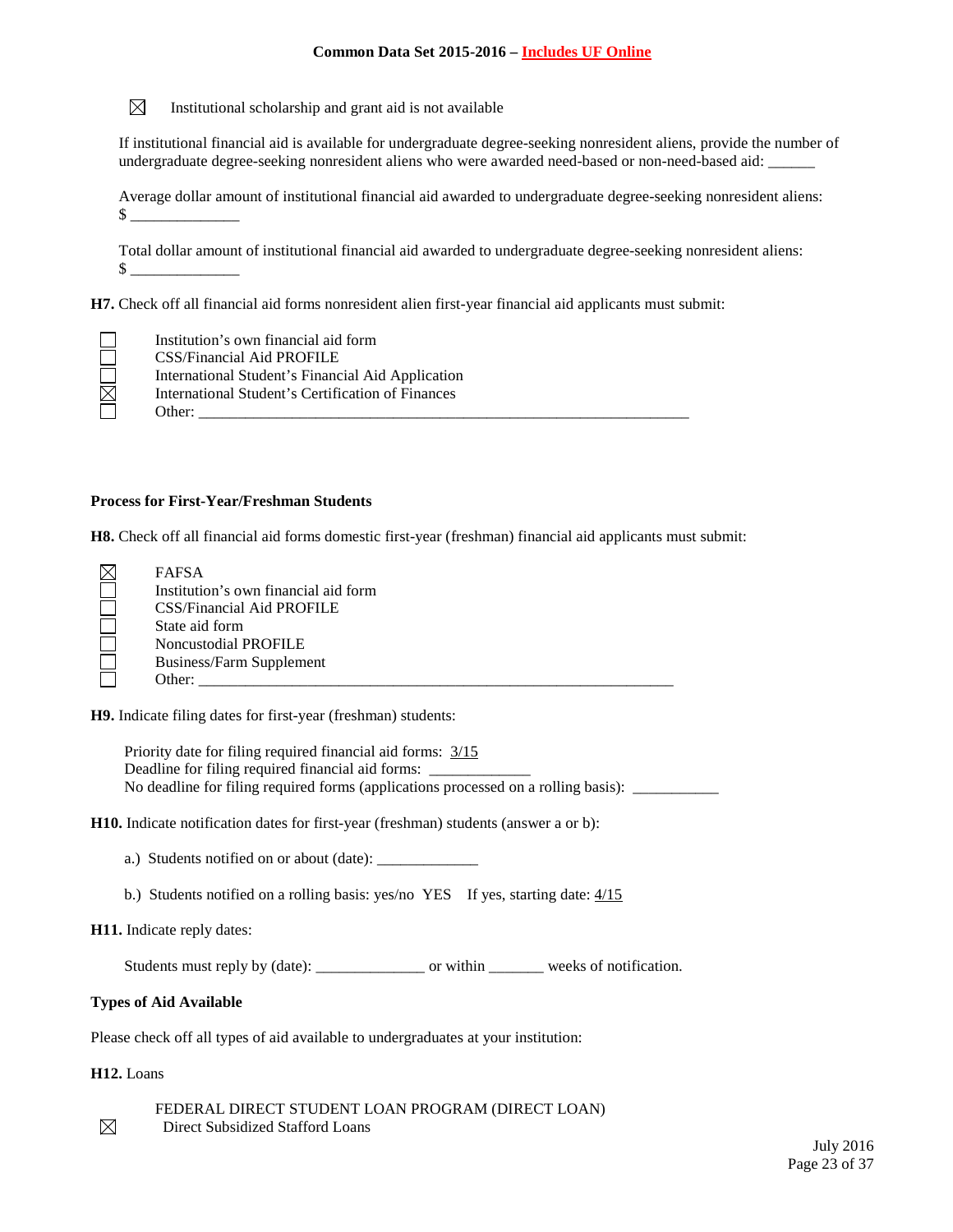☒ Institutional scholarship and grant aid is not available

If institutional financial aid is available for undergraduate degree-seeking nonresident aliens, provide the number of undergraduate degree-seeking nonresident aliens who were awarded need-based or non-need-based aid: ______

Average dollar amount of institutional financial aid awarded to undergraduate degree-seeking nonresident aliens: $ ______________

Total dollar amount of institutional financial aid awarded to undergraduate degree-seeking nonresident aliens: $ ______________

**H7.** Check off all financial aid forms nonresident alien first-year financial aid applicants must submit:

- ☐ Institution's own financial aid form
- ☐ CSS/Financial Aid PROFILE
- ☐ International Student's Financial Aid Application
- ☒ International Student's Certification of Finances
- ☐ Other: ________________________________________________________________

**Process for First-Year/Freshman Students**

**H8.** Check off all financial aid forms domestic first-year (freshman) financial aid applicants must submit:

- ☒ FAFSA
- ☐ Institution's own financial aid form
- ☐ CSS/Financial Aid PROFILE
- ☐ State aid form
- ☐ Noncustodial PROFILE
- ☐ Business/Farm Supplement
- ☐ Other: ______________________________________________________________

**H9.** Indicate filing dates for first-year (freshman) students:

Priority date for filing required financial aid forms: 3/15
Deadline for filing required financial aid forms: _____________
No deadline for filing required forms (applications processed on a rolling basis): ___________

**H10.** Indicate notification dates for first-year (freshman) students (answer a or b):

a.) Students notified on or about (date): _____________

b.) Students notified on a rolling basis: yes/no YES If yes, starting date: 4/15

**H11.** Indicate reply dates:

Students must reply by (date): ______________ or within _______ weeks of notification.

**Types of Aid Available**

Please check off all types of aid available to undergraduates at your institution:

**H12.** Loans

FEDERAL DIRECT STUDENT LOAN PROGRAM (DIRECT LOAN)

- ☒ Direct Subsidized Stafford Loans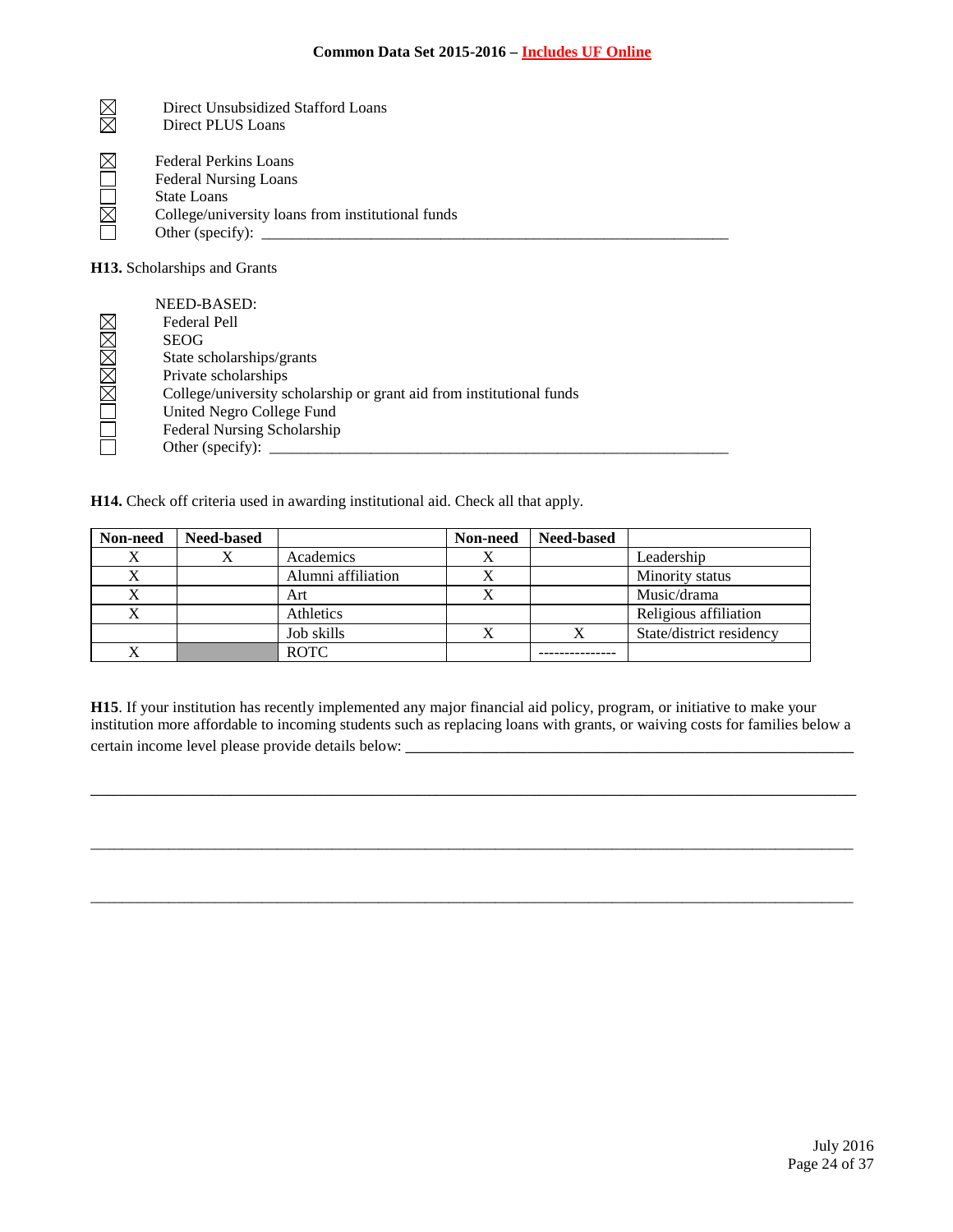☒ Direct Unsubsidized Stafford Loans
☒ Direct PLUS Loans

☒ Federal Perkins Loans
☐ Federal Nursing Loans
☐ State Loans
☒ College/university loans from institutional funds
☐ Other (specify): ____________________________________________________________

**H13.** Scholarships and Grants

NEED-BASED:

☒ Federal Pell
☒ SEOG
☒ State scholarships/grants
☒ Private scholarships
☒ College/university scholarship or grant aid from institutional funds
☐ United Negro College Fund
☐ Federal Nursing Scholarship
☐ Other (specify): ____________________________________________________________

**H14.** Check off criteria used in awarding institutional aid. Check all that apply.

| Non-need | Need-based | | Non-need | Need-based | |
|---|---|---|---|---|---|
| X | X | Academics | X | | Leadership |
| X | | Alumni affiliation | X | | Minority status |
| X | | Art | X | | Music/drama |
| X | | Athletics | | | Religious affiliation |
| | | Job skills | X | X | State/district residency |
| X | | ROTC | | --------------- | |

**H15**. If your institution has recently implemented any major financial aid policy, program, or initiative to make your institution more affordable to incoming students such as replacing loans with grants, or waiving costs for families below a certain income level please provide details below: ____________________________________________________________

____________________________________________________________________________________________

____________________________________________________________________________________________

____________________________________________________________________________________________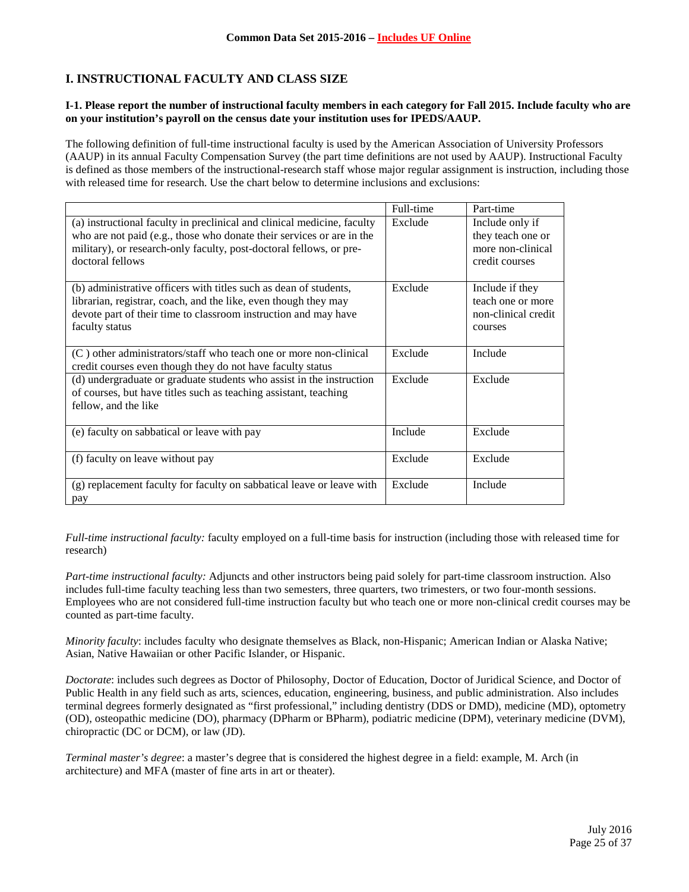## I. INSTRUCTIONAL FACULTY AND CLASS SIZE

**I-1. Please report the number of instructional faculty members in each category for Fall 2015. Include faculty who are on your institution's payroll on the census date your institution uses for IPEDS/AAUP.**

The following definition of full-time instructional faculty is used by the American Association of University Professors (AAUP) in its annual Faculty Compensation Survey (the part time definitions are not used by AAUP). Instructional Faculty is defined as those members of the instructional-research staff whose major regular assignment is instruction, including those with released time for research. Use the chart below to determine inclusions and exclusions:

| | Full-time | Part-time |
|---|---|---|
| (a) instructional faculty in preclinical and clinical medicine, faculty who are not paid (e.g., those who donate their services or are in the military), or research-only faculty, post-doctoral fellows, or pre-doctoral fellows | Exclude | Include only if they teach one or more non-clinical credit courses |
| (b) administrative officers with titles such as dean of students, librarian, registrar, coach, and the like, even though they may devote part of their time to classroom instruction and may have faculty status | Exclude | Include if they teach one or more non-clinical credit courses |
| (C ) other administrators/staff who teach one or more non-clinical credit courses even though they do not have faculty status | Exclude | Include |
| (d) undergraduate or graduate students who assist in the instruction of courses, but have titles such as teaching assistant, teaching fellow, and the like | Exclude | Exclude |
| (e) faculty on sabbatical or leave with pay | Include | Exclude |
| (f) faculty on leave without pay | Exclude | Exclude |
| (g) replacement faculty for faculty on sabbatical leave or leave with pay | Exclude | Include |

*Full-time instructional faculty:* faculty employed on a full-time basis for instruction (including those with released time for research)

*Part-time instructional faculty:* Adjuncts and other instructors being paid solely for part-time classroom instruction. Also includes full-time faculty teaching less than two semesters, three quarters, two trimesters, or two four-month sessions. Employees who are not considered full-time instruction faculty but who teach one or more non-clinical credit courses may be counted as part-time faculty.

*Minority faculty*: includes faculty who designate themselves as Black, non-Hispanic; American Indian or Alaska Native; Asian, Native Hawaiian or other Pacific Islander, or Hispanic.

*Doctorate*: includes such degrees as Doctor of Philosophy, Doctor of Education, Doctor of Juridical Science, and Doctor of Public Health in any field such as arts, sciences, education, engineering, business, and public administration. Also includes terminal degrees formerly designated as "first professional," including dentistry (DDS or DMD), medicine (MD), optometry (OD), osteopathic medicine (DO), pharmacy (DPharm or BPharm), podiatric medicine (DPM), veterinary medicine (DVM), chiropractic (DC or DCM), or law (JD).

*Terminal master's degree*: a master's degree that is considered the highest degree in a field: example, M. Arch (in architecture) and MFA (master of fine arts in art or theater).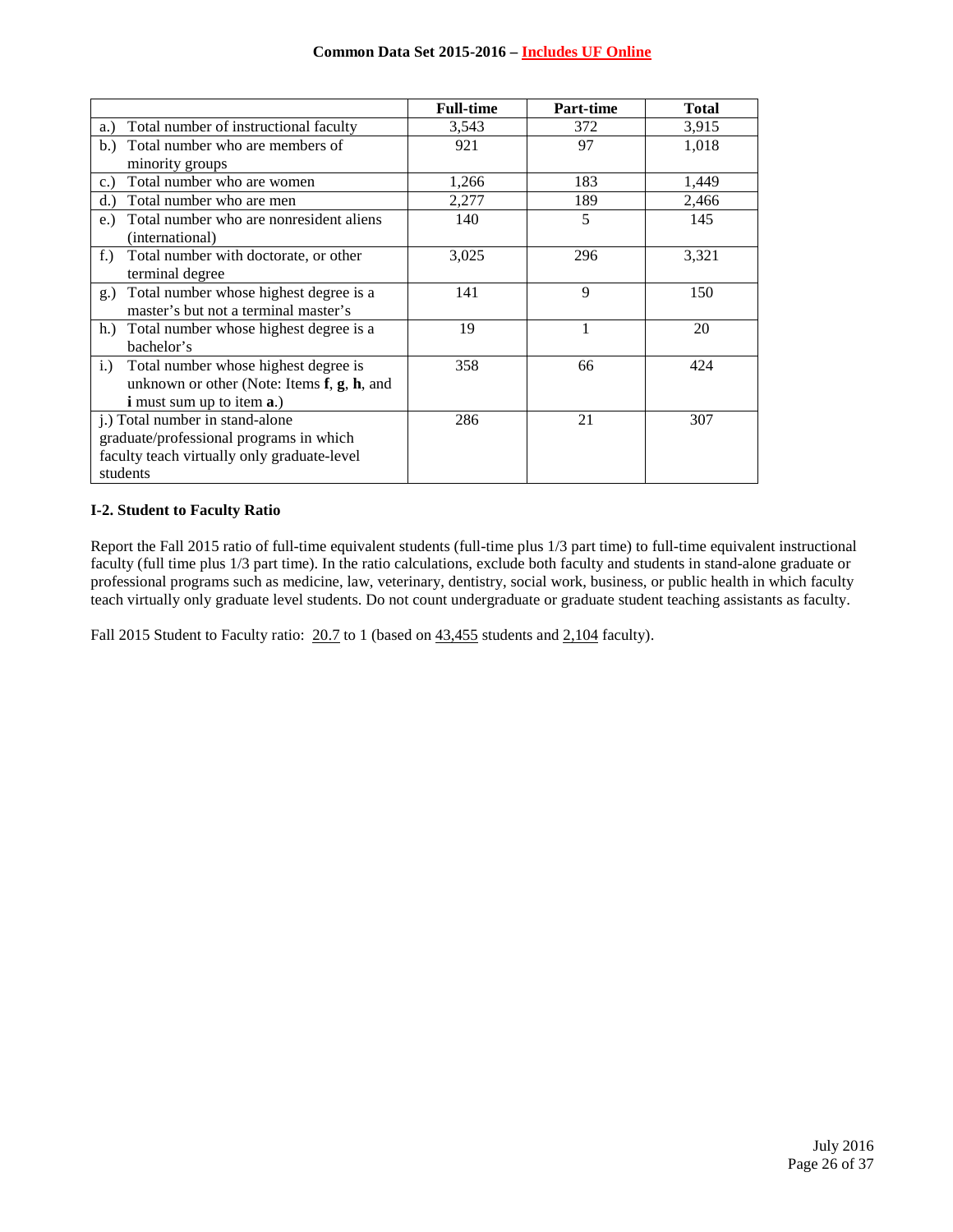| | Full-time | Part-time | Total |
|---|---|---|---|
| a.) Total number of instructional faculty | 3,543 | 372 | 3,915 |
| b.) Total number who are members of minority groups | 921 | 97 | 1,018 |
| c.) Total number who are women | 1,266 | 183 | 1,449 |
| d.) Total number who are men | 2,277 | 189 | 2,466 |
| e.) Total number who are nonresident aliens (international) | 140 | 5 | 145 |
| f.) Total number with doctorate, or other terminal degree | 3,025 | 296 | 3,321 |
| g.) Total number whose highest degree is a master's but not a terminal master's | 141 | 9 | 150 |
| h.) Total number whose highest degree is a bachelor's | 19 | 1 | 20 |
| i.) Total number whose highest degree is unknown or other (Note: Items **f**, **g**, **h**, and **i** must sum up to item **a**.) | 358 | 66 | 424 |
| j.) Total number in stand-alone graduate/professional programs in which faculty teach virtually only graduate-level students | 286 | 21 | 307 |

**I-2. Student to Faculty Ratio**

Report the Fall 2015 ratio of full-time equivalent students (full-time plus 1/3 part time) to full-time equivalent instructional faculty (full time plus 1/3 part time). In the ratio calculations, exclude both faculty and students in stand-alone graduate or professional programs such as medicine, law, veterinary, dentistry, social work, business, or public health in which faculty teach virtually only graduate level students. Do not count undergraduate or graduate student teaching assistants as faculty.

Fall 2015 Student to Faculty ratio: 20.7 to 1 (based on 43,455 students and 2,104 faculty).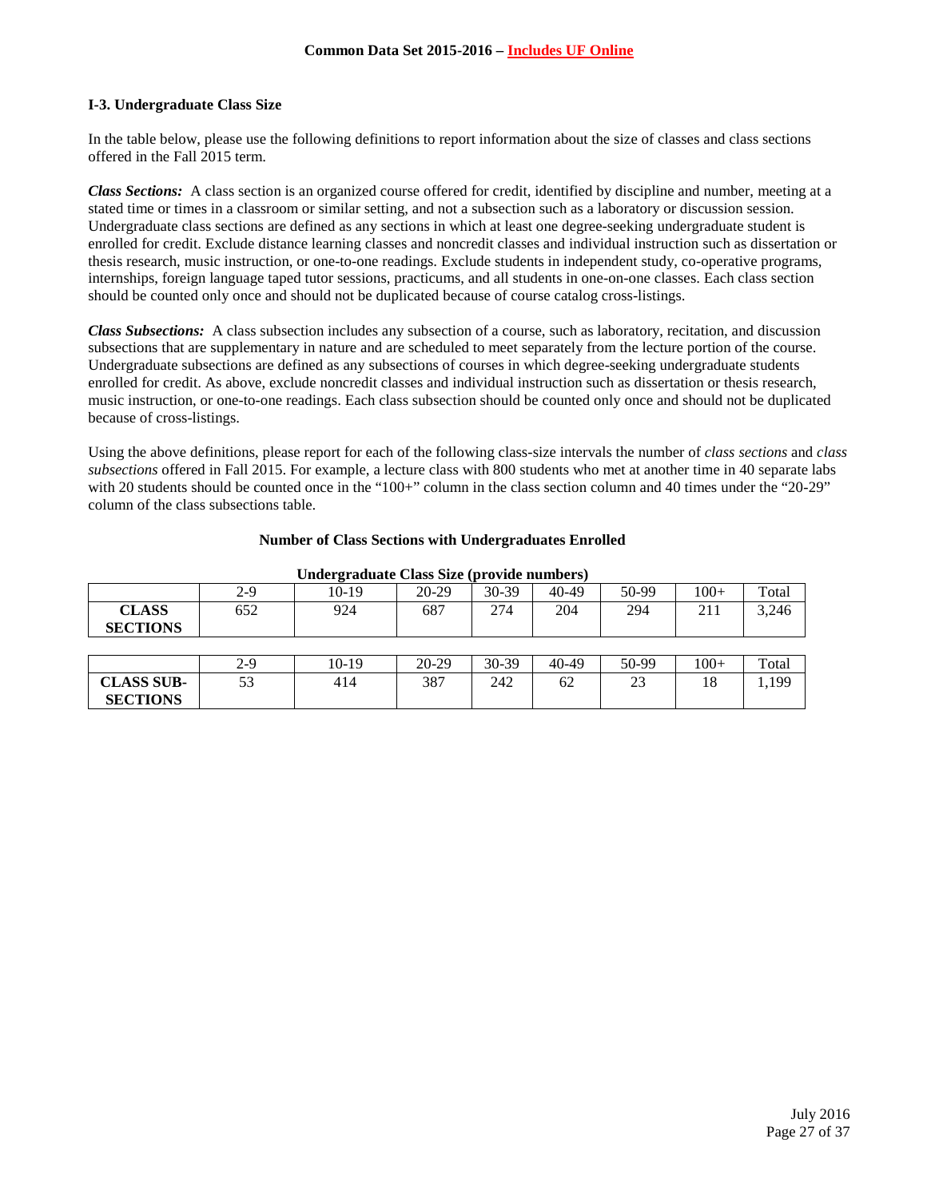### I-3. Undergraduate Class Size

In the table below, please use the following definitions to report information about the size of classes and class sections offered in the Fall 2015 term.

***Class Sections:*** A class section is an organized course offered for credit, identified by discipline and number, meeting at a stated time or times in a classroom or similar setting, and not a subsection such as a laboratory or discussion session. Undergraduate class sections are defined as any sections in which at least one degree-seeking undergraduate student is enrolled for credit. Exclude distance learning classes and noncredit classes and individual instruction such as dissertation or thesis research, music instruction, or one-to-one readings. Exclude students in independent study, co-operative programs, internships, foreign language taped tutor sessions, practicums, and all students in one-on-one classes. Each class section should be counted only once and should not be duplicated because of course catalog cross-listings.

***Class Subsections:*** A class subsection includes any subsection of a course, such as laboratory, recitation, and discussion subsections that are supplementary in nature and are scheduled to meet separately from the lecture portion of the course. Undergraduate subsections are defined as any subsections of courses in which degree-seeking undergraduate students enrolled for credit. As above, exclude noncredit classes and individual instruction such as dissertation or thesis research, music instruction, or one-to-one readings. Each class subsection should be counted only once and should not be duplicated because of cross-listings.

Using the above definitions, please report for each of the following class-size intervals the number of *class sections* and *class subsections* offered in Fall 2015. For example, a lecture class with 800 students who met at another time in 40 separate labs with 20 students should be counted once in the "100+" column in the class section column and 40 times under the "20-29" column of the class subsections table.

**Number of Class Sections with Undergraduates Enrolled**

**Undergraduate Class Size (provide numbers)**

| | 2-9 | 10-19 | 20-29 | 30-39 | 40-49 | 50-99 | 100+ | Total |
|---|---|---|---|---|---|---|---|---|
| **CLASS SECTIONS** | 652 | 924 | 687 | 274 | 204 | 294 | 211 | 3,246 |

| | 2-9 | 10-19 | 20-29 | 30-39 | 40-49 | 50-99 | 100+ | Total |
|---|---|---|---|---|---|---|---|---|
| **CLASS SUB-SECTIONS** | 53 | 414 | 387 | 242 | 62 | 23 | 18 | 1,199 |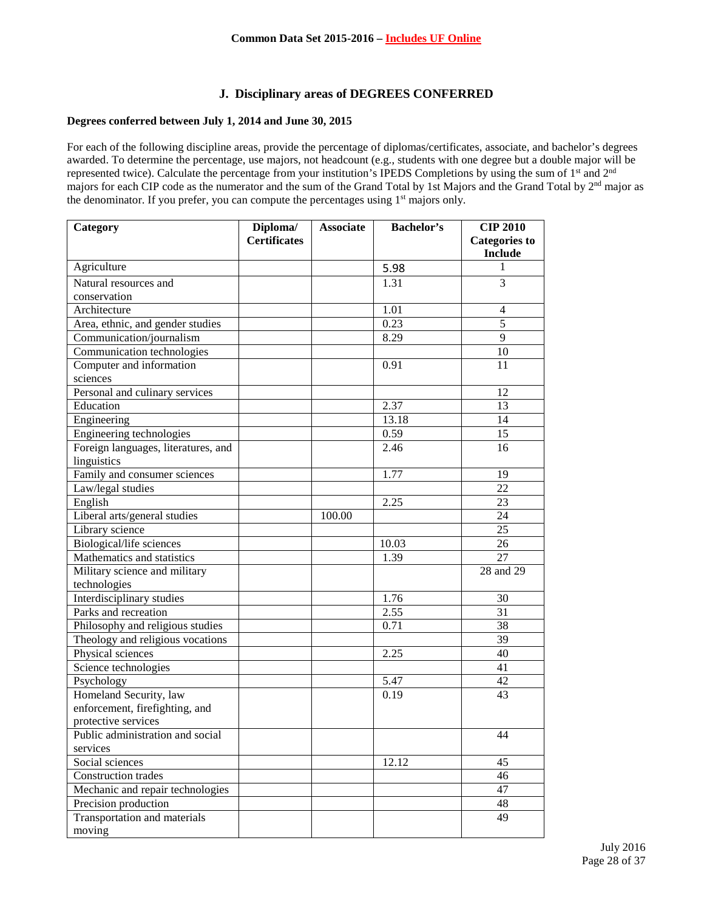**Common Data Set 2015-2016 – Includes UF Online**

## J. Disciplinary areas of DEGREES CONFERRED

**Degrees conferred between July 1, 2014 and June 30, 2015**

For each of the following discipline areas, provide the percentage of diplomas/certificates, associate, and bachelor's degrees awarded. To determine the percentage, use majors, not headcount (e.g., students with one degree but a double major will be represented twice). Calculate the percentage from your institution's IPEDS Completions by using the sum of 1st and 2nd majors for each CIP code as the numerator and the sum of the Grand Total by 1st Majors and the Grand Total by 2nd major as the denominator. If you prefer, you can compute the percentages using 1st majors only.

| Category | Diploma/ Certificates | Associate | Bachelor's | CIP 2010 Categories to Include |
|---|---|---|---|---|
| Agriculture | | | 5.98 | 1 |
| Natural resources and conservation | | | 1.31 | 3 |
| Architecture | | | 1.01 | 4 |
| Area, ethnic, and gender studies | | | 0.23 | 5 |
| Communication/journalism | | | 8.29 | 9 |
| Communication technologies | | | | 10 |
| Computer and information sciences | | | 0.91 | 11 |
| Personal and culinary services | | | | 12 |
| Education | | | 2.37 | 13 |
| Engineering | | | 13.18 | 14 |
| Engineering technologies | | | 0.59 | 15 |
| Foreign languages, literatures, and linguistics | | | 2.46 | 16 |
| Family and consumer sciences | | | 1.77 | 19 |
| Law/legal studies | | | | 22 |
| English | | | 2.25 | 23 |
| Liberal arts/general studies | | 100.00 | | 24 |
| Library science | | | | 25 |
| Biological/life sciences | | | 10.03 | 26 |
| Mathematics and statistics | | | 1.39 | 27 |
| Military science and military technologies | | | | 28 and 29 |
| Interdisciplinary studies | | | 1.76 | 30 |
| Parks and recreation | | | 2.55 | 31 |
| Philosophy and religious studies | | | 0.71 | 38 |
| Theology and religious vocations | | | | 39 |
| Physical sciences | | | 2.25 | 40 |
| Science technologies | | | | 41 |
| Psychology | | | 5.47 | 42 |
| Homeland Security, law enforcement, firefighting, and protective services | | | 0.19 | 43 |
| Public administration and social services | | | | 44 |
| Social sciences | | | 12.12 | 45 |
| Construction trades | | | | 46 |
| Mechanic and repair technologies | | | | 47 |
| Precision production | | | | 48 |
| Transportation and materials moving | | | | 49 |

July 2016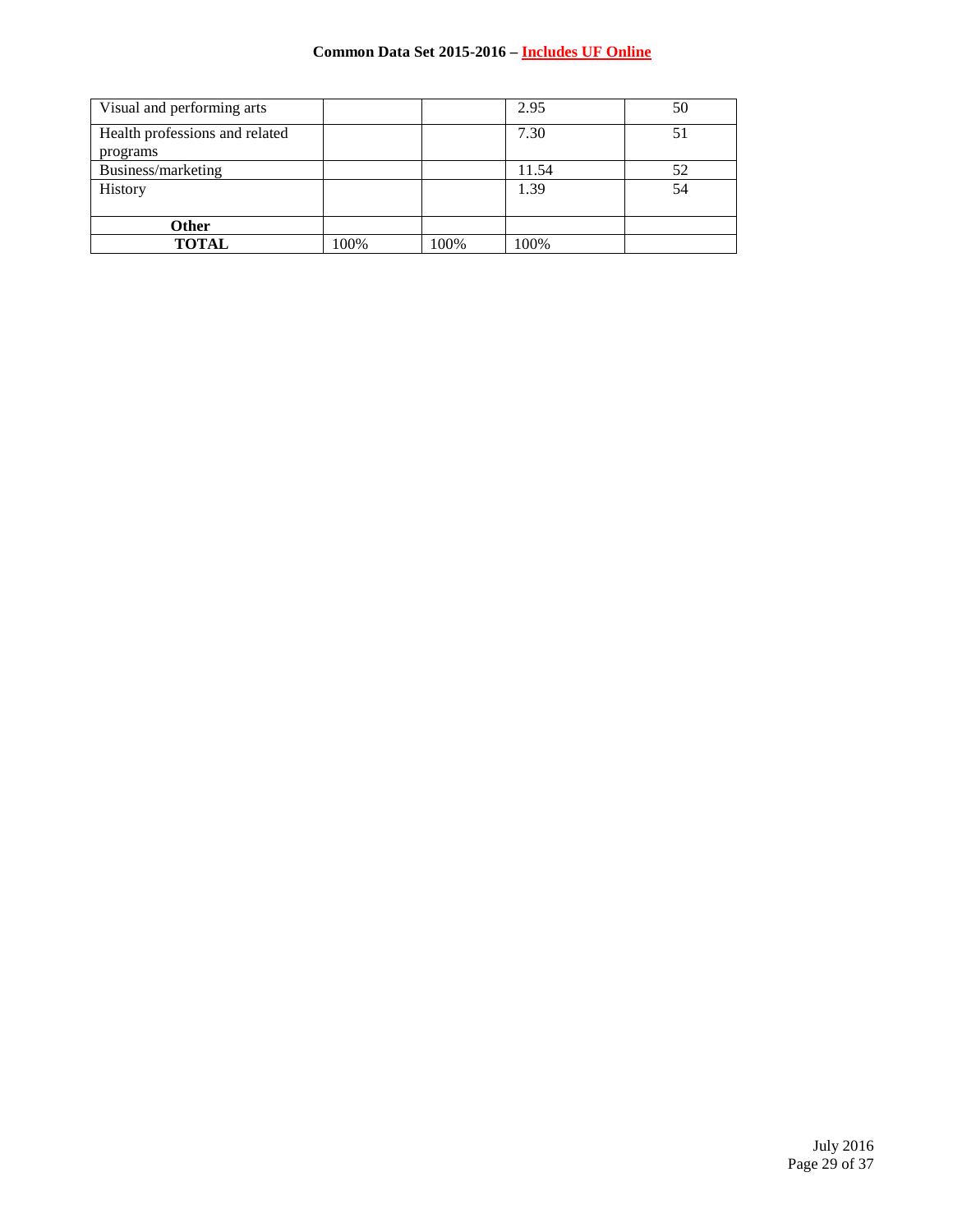| Visual and performing arts | | | 2.95 | 50 |
|---|---|---|---|---|
| Health professions and related programs | | | 7.30 | 51 |
| Business/marketing | | | 11.54 | 52 |
| History | | | 1.39 | 54 |
| **Other** | | | | |
| **TOTAL** | 100% | 100% | 100% | |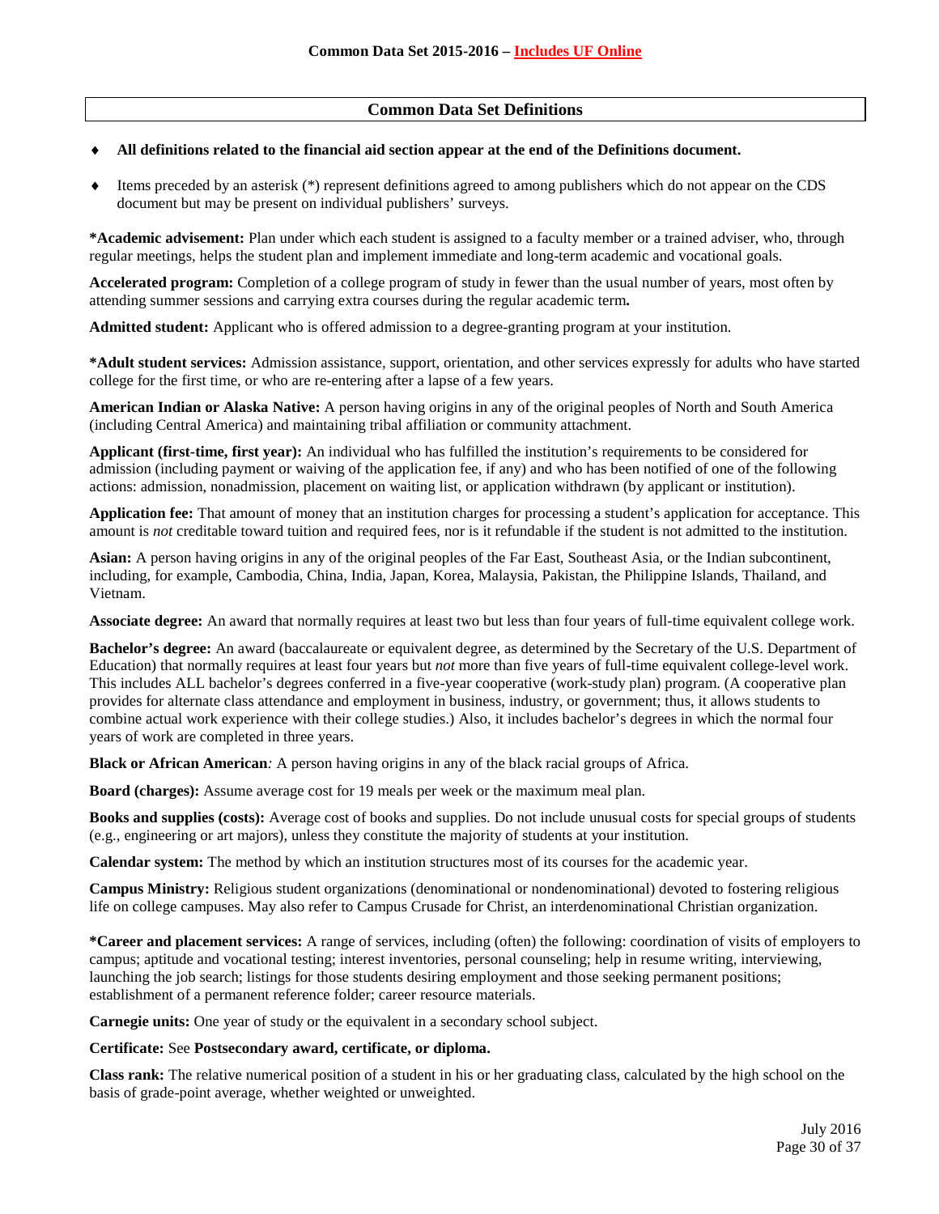## Common Data Set Definitions

- **All definitions related to the financial aid section appear at the end of the Definitions document.**
- Items preceded by an asterisk (*) represent definitions agreed to among publishers which do not appear on the CDS document but may be present on individual publishers' surveys.

***Academic advisement:** Plan under which each student is assigned to a faculty member or a trained adviser, who, through regular meetings, helps the student plan and implement immediate and long-term academic and vocational goals.

**Accelerated program:** Completion of a college program of study in fewer than the usual number of years, most often by attending summer sessions and carrying extra courses during the regular academic term**.**

**Admitted student:** Applicant who is offered admission to a degree-granting program at your institution.

***Adult student services:** Admission assistance, support, orientation, and other services expressly for adults who have started college for the first time, or who are re-entering after a lapse of a few years.

**American Indian or Alaska Native:** A person having origins in any of the original peoples of North and South America (including Central America) and maintaining tribal affiliation or community attachment.

**Applicant (first-time, first year):** An individual who has fulfilled the institution's requirements to be considered for admission (including payment or waiving of the application fee, if any) and who has been notified of one of the following actions: admission, nonadmission, placement on waiting list, or application withdrawn (by applicant or institution).

**Application fee:** That amount of money that an institution charges for processing a student's application for acceptance. This amount is *not* creditable toward tuition and required fees, nor is it refundable if the student is not admitted to the institution.

**Asian:** A person having origins in any of the original peoples of the Far East, Southeast Asia, or the Indian subcontinent, including, for example, Cambodia, China, India, Japan, Korea, Malaysia, Pakistan, the Philippine Islands, Thailand, and Vietnam.

**Associate degree:** An award that normally requires at least two but less than four years of full-time equivalent college work.

**Bachelor's degree:** An award (baccalaureate or equivalent degree, as determined by the Secretary of the U.S. Department of Education) that normally requires at least four years but *not* more than five years of full-time equivalent college-level work. This includes ALL bachelor's degrees conferred in a five-year cooperative (work-study plan) program. (A cooperative plan provides for alternate class attendance and employment in business, industry, or government; thus, it allows students to combine actual work experience with their college studies.) Also, it includes bachelor's degrees in which the normal four years of work are completed in three years.

**Black or African American***:* A person having origins in any of the black racial groups of Africa.

**Board (charges):** Assume average cost for 19 meals per week or the maximum meal plan.

**Books and supplies (costs):** Average cost of books and supplies. Do not include unusual costs for special groups of students (e.g., engineering or art majors), unless they constitute the majority of students at your institution.

**Calendar system:** The method by which an institution structures most of its courses for the academic year.

**Campus Ministry:** Religious student organizations (denominational or nondenominational) devoted to fostering religious life on college campuses. May also refer to Campus Crusade for Christ, an interdenominational Christian organization.

***Career and placement services:** A range of services, including (often) the following: coordination of visits of employers to campus; aptitude and vocational testing; interest inventories, personal counseling; help in resume writing, interviewing, launching the job search; listings for those students desiring employment and those seeking permanent positions; establishment of a permanent reference folder; career resource materials.

**Carnegie units:** One year of study or the equivalent in a secondary school subject.

**Certificate:** See **Postsecondary award, certificate, or diploma.**

**Class rank:** The relative numerical position of a student in his or her graduating class, calculated by the high school on the basis of grade-point average, whether weighted or unweighted.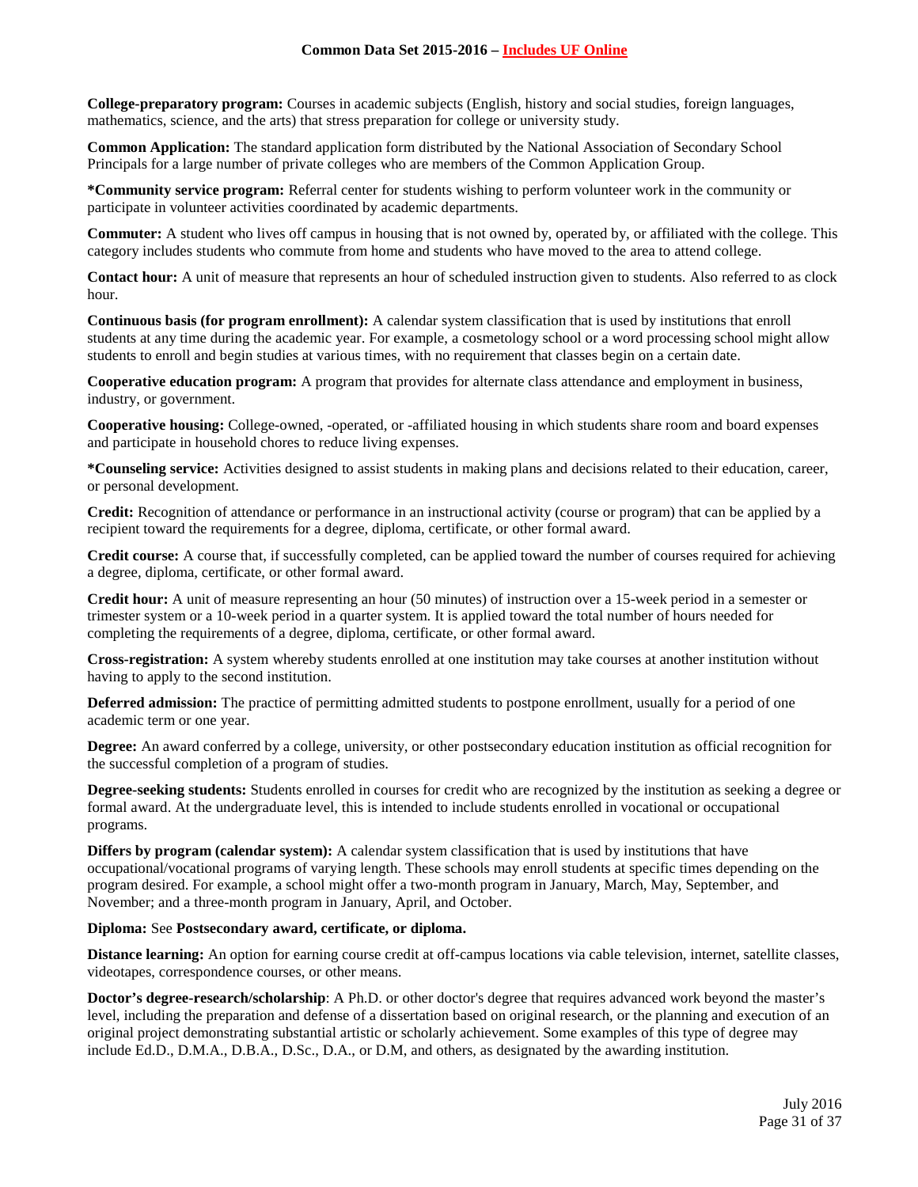**College-preparatory program:** Courses in academic subjects (English, history and social studies, foreign languages, mathematics, science, and the arts) that stress preparation for college or university study.

**Common Application:** The standard application form distributed by the National Association of Secondary School Principals for a large number of private colleges who are members of the Common Application Group.

***Community service program:** Referral center for students wishing to perform volunteer work in the community or participate in volunteer activities coordinated by academic departments.

**Commuter:** A student who lives off campus in housing that is not owned by, operated by, or affiliated with the college. This category includes students who commute from home and students who have moved to the area to attend college.

**Contact hour:** A unit of measure that represents an hour of scheduled instruction given to students. Also referred to as clock hour.

**Continuous basis (for program enrollment):** A calendar system classification that is used by institutions that enroll students at any time during the academic year. For example, a cosmetology school or a word processing school might allow students to enroll and begin studies at various times, with no requirement that classes begin on a certain date.

**Cooperative education program:** A program that provides for alternate class attendance and employment in business, industry, or government.

**Cooperative housing:** College-owned, -operated, or -affiliated housing in which students share room and board expenses and participate in household chores to reduce living expenses.

***Counseling service:** Activities designed to assist students in making plans and decisions related to their education, career, or personal development.

**Credit:** Recognition of attendance or performance in an instructional activity (course or program) that can be applied by a recipient toward the requirements for a degree, diploma, certificate, or other formal award.

**Credit course:** A course that, if successfully completed, can be applied toward the number of courses required for achieving a degree, diploma, certificate, or other formal award.

**Credit hour:** A unit of measure representing an hour (50 minutes) of instruction over a 15-week period in a semester or trimester system or a 10-week period in a quarter system. It is applied toward the total number of hours needed for completing the requirements of a degree, diploma, certificate, or other formal award.

**Cross-registration:** A system whereby students enrolled at one institution may take courses at another institution without having to apply to the second institution.

**Deferred admission:** The practice of permitting admitted students to postpone enrollment, usually for a period of one academic term or one year.

**Degree:** An award conferred by a college, university, or other postsecondary education institution as official recognition for the successful completion of a program of studies.

**Degree-seeking students:** Students enrolled in courses for credit who are recognized by the institution as seeking a degree or formal award. At the undergraduate level, this is intended to include students enrolled in vocational or occupational programs.

**Differs by program (calendar system):** A calendar system classification that is used by institutions that have occupational/vocational programs of varying length. These schools may enroll students at specific times depending on the program desired. For example, a school might offer a two-month program in January, March, May, September, and November; and a three-month program in January, April, and October.

**Diploma:** See **Postsecondary award, certificate, or diploma.**

**Distance learning:** An option for earning course credit at off-campus locations via cable television, internet, satellite classes, videotapes, correspondence courses, or other means.

**Doctor's degree-research/scholarship**: A Ph.D. or other doctor's degree that requires advanced work beyond the master's level, including the preparation and defense of a dissertation based on original research, or the planning and execution of an original project demonstrating substantial artistic or scholarly achievement. Some examples of this type of degree may include Ed.D., D.M.A., D.B.A., D.Sc., D.A., or D.M, and others, as designated by the awarding institution.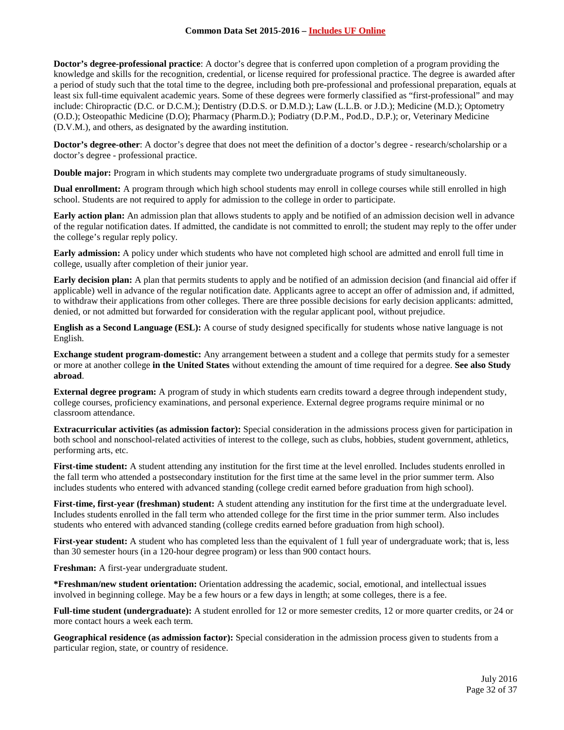**Doctor's degree-professional practice**: A doctor's degree that is conferred upon completion of a program providing the knowledge and skills for the recognition, credential, or license required for professional practice. The degree is awarded after a period of study such that the total time to the degree, including both pre-professional and professional preparation, equals at least six full-time equivalent academic years. Some of these degrees were formerly classified as "first-professional" and may include: Chiropractic (D.C. or D.C.M.); Dentistry (D.D.S. or D.M.D.); Law (L.L.B. or J.D.); Medicine (M.D.); Optometry (O.D.); Osteopathic Medicine (D.O); Pharmacy (Pharm.D.); Podiatry (D.P.M., Pod.D., D.P.); or, Veterinary Medicine (D.V.M.), and others, as designated by the awarding institution.

**Doctor's degree-other**: A doctor's degree that does not meet the definition of a doctor's degree - research/scholarship or a doctor's degree - professional practice.

**Double major:** Program in which students may complete two undergraduate programs of study simultaneously.

**Dual enrollment:** A program through which high school students may enroll in college courses while still enrolled in high school. Students are not required to apply for admission to the college in order to participate.

**Early action plan:** An admission plan that allows students to apply and be notified of an admission decision well in advance of the regular notification dates. If admitted, the candidate is not committed to enroll; the student may reply to the offer under the college's regular reply policy.

**Early admission:** A policy under which students who have not completed high school are admitted and enroll full time in college, usually after completion of their junior year.

**Early decision plan:** A plan that permits students to apply and be notified of an admission decision (and financial aid offer if applicable) well in advance of the regular notification date. Applicants agree to accept an offer of admission and, if admitted, to withdraw their applications from other colleges. There are three possible decisions for early decision applicants: admitted, denied, or not admitted but forwarded for consideration with the regular applicant pool, without prejudice.

**English as a Second Language (ESL):** A course of study designed specifically for students whose native language is not English.

**Exchange student program-domestic:** Any arrangement between a student and a college that permits study for a semester or more at another college **in the United States** without extending the amount of time required for a degree. **See also Study abroad**.

**External degree program:** A program of study in which students earn credits toward a degree through independent study, college courses, proficiency examinations, and personal experience. External degree programs require minimal or no classroom attendance.

**Extracurricular activities (as admission factor):** Special consideration in the admissions process given for participation in both school and nonschool-related activities of interest to the college, such as clubs, hobbies, student government, athletics, performing arts, etc.

**First-time student:** A student attending any institution for the first time at the level enrolled. Includes students enrolled in the fall term who attended a postsecondary institution for the first time at the same level in the prior summer term. Also includes students who entered with advanced standing (college credit earned before graduation from high school).

**First-time, first-year (freshman) student:** A student attending any institution for the first time at the undergraduate level. Includes students enrolled in the fall term who attended college for the first time in the prior summer term. Also includes students who entered with advanced standing (college credits earned before graduation from high school).

**First-year student:** A student who has completed less than the equivalent of 1 full year of undergraduate work; that is, less than 30 semester hours (in a 120-hour degree program) or less than 900 contact hours.

**Freshman:** A first-year undergraduate student.

***Freshman/new student orientation:** Orientation addressing the academic, social, emotional, and intellectual issues involved in beginning college. May be a few hours or a few days in length; at some colleges, there is a fee.

**Full-time student (undergraduate):** A student enrolled for 12 or more semester credits, 12 or more quarter credits, or 24 or more contact hours a week each term.

**Geographical residence (as admission factor):** Special consideration in the admission process given to students from a particular region, state, or country of residence.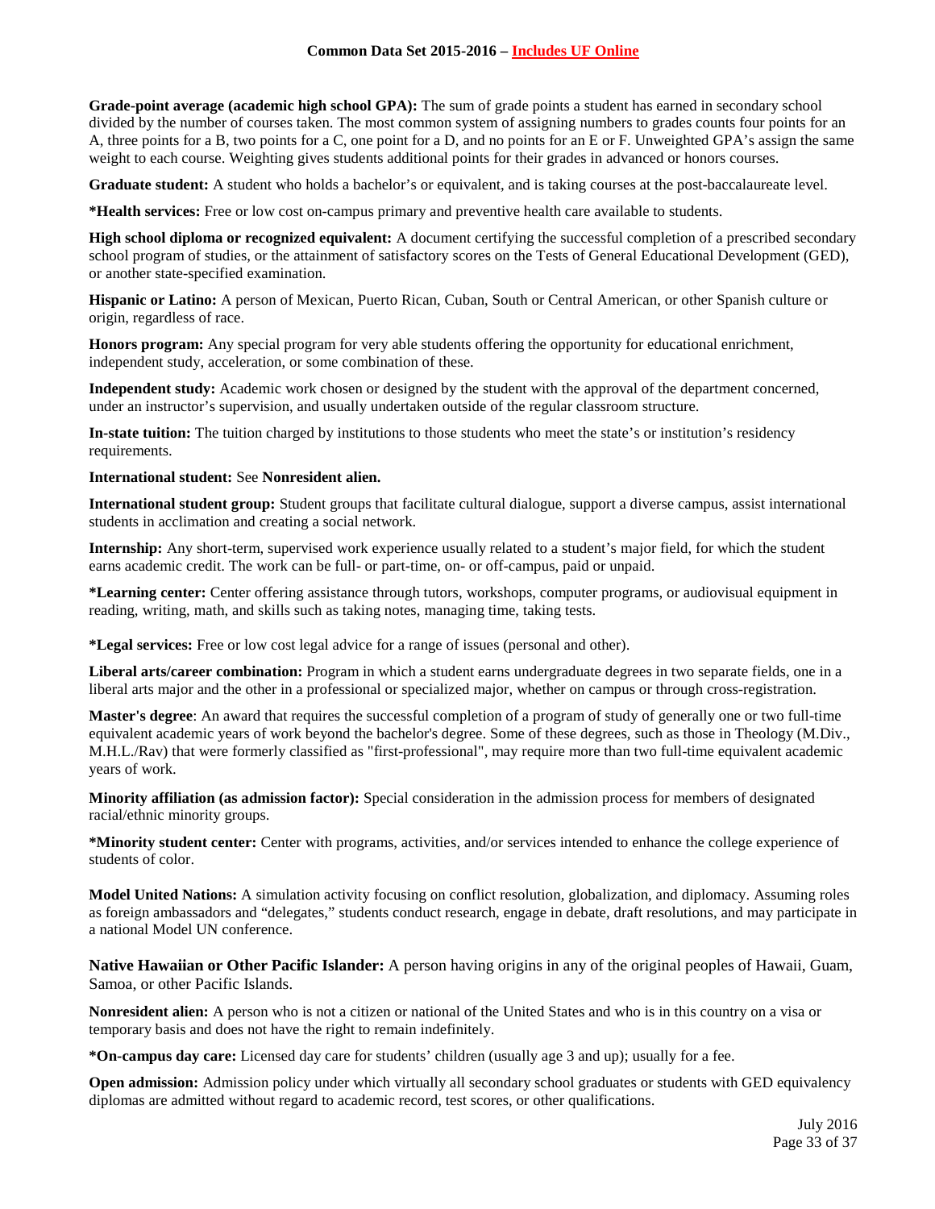**Grade-point average (academic high school GPA):** The sum of grade points a student has earned in secondary school divided by the number of courses taken. The most common system of assigning numbers to grades counts four points for an A, three points for a B, two points for a C, one point for a D, and no points for an E or F. Unweighted GPA's assign the same weight to each course. Weighting gives students additional points for their grades in advanced or honors courses.

**Graduate student:** A student who holds a bachelor's or equivalent, and is taking courses at the post-baccalaureate level.

***Health services:** Free or low cost on-campus primary and preventive health care available to students.

**High school diploma or recognized equivalent:** A document certifying the successful completion of a prescribed secondary school program of studies, or the attainment of satisfactory scores on the Tests of General Educational Development (GED), or another state-specified examination.

**Hispanic or Latino:** A person of Mexican, Puerto Rican, Cuban, South or Central American, or other Spanish culture or origin, regardless of race.

**Honors program:** Any special program for very able students offering the opportunity for educational enrichment, independent study, acceleration, or some combination of these.

**Independent study:** Academic work chosen or designed by the student with the approval of the department concerned, under an instructor's supervision, and usually undertaken outside of the regular classroom structure.

**In-state tuition:** The tuition charged by institutions to those students who meet the state's or institution's residency requirements.

**International student:** See **Nonresident alien.**

**International student group:** Student groups that facilitate cultural dialogue, support a diverse campus, assist international students in acclimation and creating a social network.

**Internship:** Any short-term, supervised work experience usually related to a student's major field, for which the student earns academic credit. The work can be full- or part-time, on- or off-campus, paid or unpaid.

***Learning center:** Center offering assistance through tutors, workshops, computer programs, or audiovisual equipment in reading, writing, math, and skills such as taking notes, managing time, taking tests.

***Legal services:** Free or low cost legal advice for a range of issues (personal and other).

**Liberal arts/career combination:** Program in which a student earns undergraduate degrees in two separate fields, one in a liberal arts major and the other in a professional or specialized major, whether on campus or through cross-registration.

**Master's degree**: An award that requires the successful completion of a program of study of generally one or two full-time equivalent academic years of work beyond the bachelor's degree. Some of these degrees, such as those in Theology (M.Div., M.H.L./Rav) that were formerly classified as "first-professional", may require more than two full-time equivalent academic years of work.

**Minority affiliation (as admission factor):** Special consideration in the admission process for members of designated racial/ethnic minority groups.

***Minority student center:** Center with programs, activities, and/or services intended to enhance the college experience of students of color.

**Model United Nations:** A simulation activity focusing on conflict resolution, globalization, and diplomacy. Assuming roles as foreign ambassadors and "delegates," students conduct research, engage in debate, draft resolutions, and may participate in a national Model UN conference.

**Native Hawaiian or Other Pacific Islander:** A person having origins in any of the original peoples of Hawaii, Guam, Samoa, or other Pacific Islands.

**Nonresident alien:** A person who is not a citizen or national of the United States and who is in this country on a visa or temporary basis and does not have the right to remain indefinitely.

***On-campus day care:** Licensed day care for students' children (usually age 3 and up); usually for a fee.

**Open admission:** Admission policy under which virtually all secondary school graduates or students with GED equivalency diplomas are admitted without regard to academic record, test scores, or other qualifications.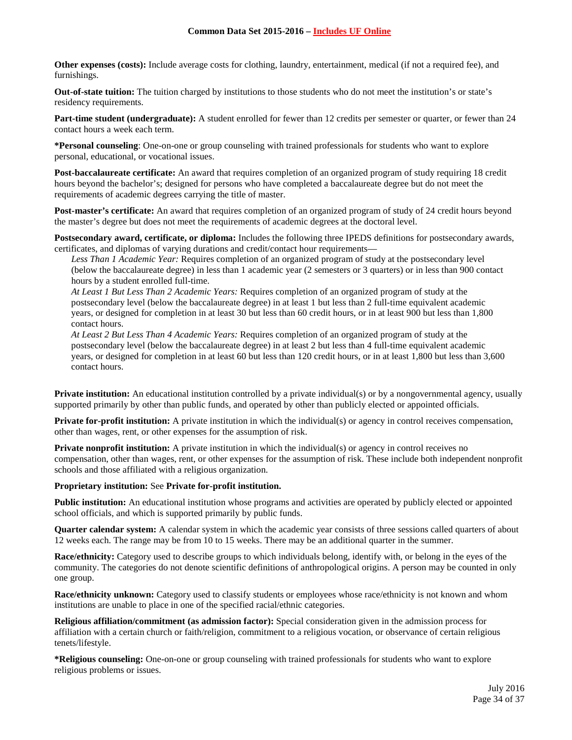**Other expenses (costs):** Include average costs for clothing, laundry, entertainment, medical (if not a required fee), and furnishings.

**Out-of-state tuition:** The tuition charged by institutions to those students who do not meet the institution's or state's residency requirements.

**Part-time student (undergraduate):** A student enrolled for fewer than 12 credits per semester or quarter, or fewer than 24 contact hours a week each term.

***Personal counseling**: One-on-one or group counseling with trained professionals for students who want to explore personal, educational, or vocational issues.

**Post-baccalaureate certificate:** An award that requires completion of an organized program of study requiring 18 credit hours beyond the bachelor's; designed for persons who have completed a baccalaureate degree but do not meet the requirements of academic degrees carrying the title of master.

**Post-master's certificate:** An award that requires completion of an organized program of study of 24 credit hours beyond the master's degree but does not meet the requirements of academic degrees at the doctoral level.

**Postsecondary award, certificate, or diploma:** Includes the following three IPEDS definitions for postsecondary awards, certificates, and diplomas of varying durations and credit/contact hour requirements—

*Less Than 1 Academic Year:* Requires completion of an organized program of study at the postsecondary level (below the baccalaureate degree) in less than 1 academic year (2 semesters or 3 quarters) or in less than 900 contact hours by a student enrolled full-time.

*At Least 1 But Less Than 2 Academic Years:* Requires completion of an organized program of study at the postsecondary level (below the baccalaureate degree) in at least 1 but less than 2 full-time equivalent academic years, or designed for completion in at least 30 but less than 60 credit hours, or in at least 900 but less than 1,800 contact hours.

*At Least 2 But Less Than 4 Academic Years:* Requires completion of an organized program of study at the postsecondary level (below the baccalaureate degree) in at least 2 but less than 4 full-time equivalent academic years, or designed for completion in at least 60 but less than 120 credit hours, or in at least 1,800 but less than 3,600 contact hours.

**Private institution:** An educational institution controlled by a private individual(s) or by a nongovernmental agency, usually supported primarily by other than public funds, and operated by other than publicly elected or appointed officials.

**Private for-profit institution:** A private institution in which the individual(s) or agency in control receives compensation, other than wages, rent, or other expenses for the assumption of risk.

**Private nonprofit institution:** A private institution in which the individual(s) or agency in control receives no compensation, other than wages, rent, or other expenses for the assumption of risk. These include both independent nonprofit schools and those affiliated with a religious organization.

**Proprietary institution:** See **Private for-profit institution.**

**Public institution:** An educational institution whose programs and activities are operated by publicly elected or appointed school officials, and which is supported primarily by public funds.

**Quarter calendar system:** A calendar system in which the academic year consists of three sessions called quarters of about 12 weeks each. The range may be from 10 to 15 weeks. There may be an additional quarter in the summer.

**Race/ethnicity:** Category used to describe groups to which individuals belong, identify with, or belong in the eyes of the community. The categories do not denote scientific definitions of anthropological origins. A person may be counted in only one group.

**Race/ethnicity unknown:** Category used to classify students or employees whose race/ethnicity is not known and whom institutions are unable to place in one of the specified racial/ethnic categories.

**Religious affiliation/commitment (as admission factor):** Special consideration given in the admission process for affiliation with a certain church or faith/religion, commitment to a religious vocation, or observance of certain religious tenets/lifestyle.

***Religious counseling:** One-on-one or group counseling with trained professionals for students who want to explore religious problems or issues.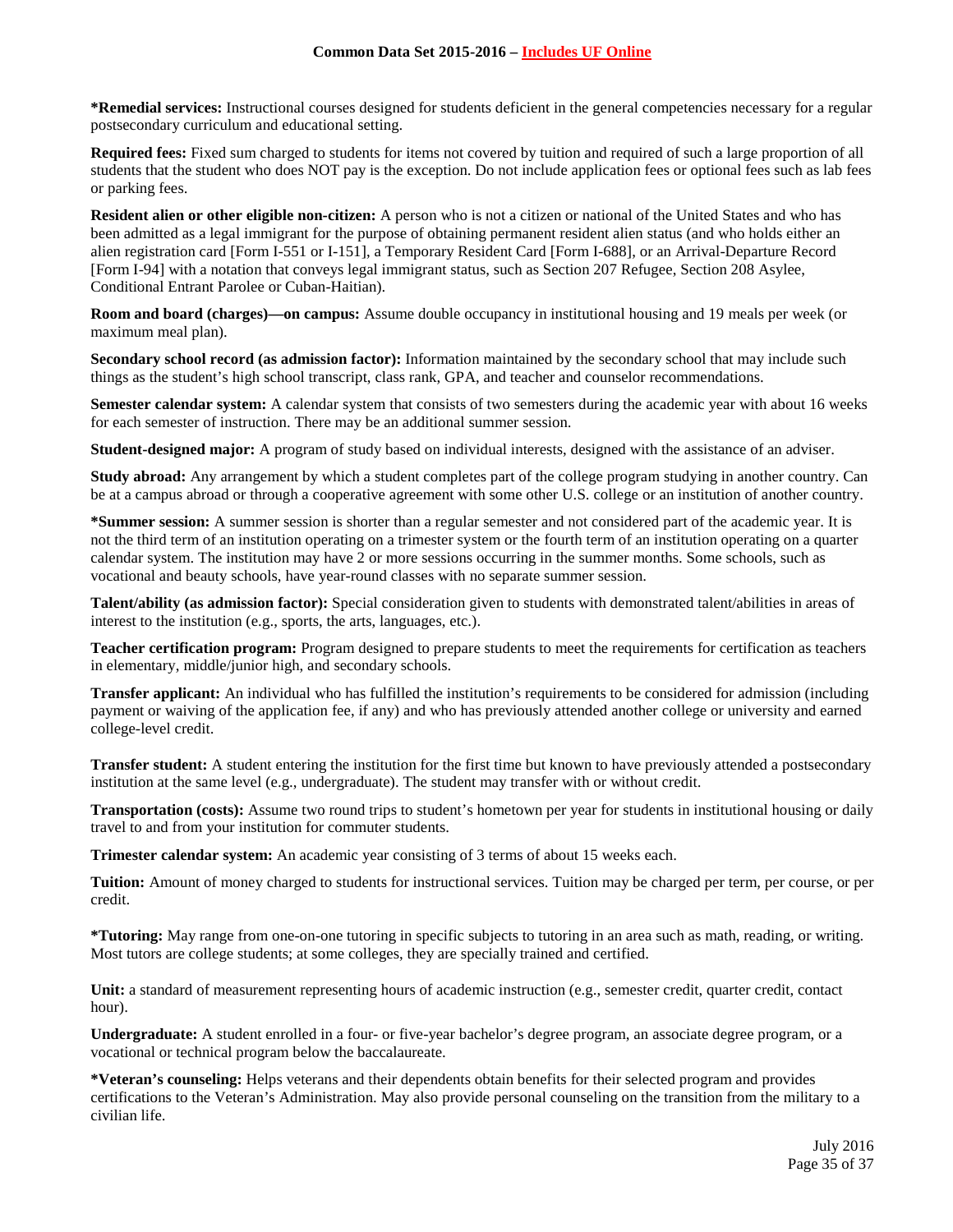**\*Remedial services:** Instructional courses designed for students deficient in the general competencies necessary for a regular postsecondary curriculum and educational setting.

**Required fees:** Fixed sum charged to students for items not covered by tuition and required of such a large proportion of all students that the student who does NOT pay is the exception. Do not include application fees or optional fees such as lab fees or parking fees.

**Resident alien or other eligible non-citizen:** A person who is not a citizen or national of the United States and who has been admitted as a legal immigrant for the purpose of obtaining permanent resident alien status (and who holds either an alien registration card [Form I-551 or I-151], a Temporary Resident Card [Form I-688], or an Arrival-Departure Record [Form I-94] with a notation that conveys legal immigrant status, such as Section 207 Refugee, Section 208 Asylee, Conditional Entrant Parolee or Cuban-Haitian).

**Room and board (charges)—on campus:** Assume double occupancy in institutional housing and 19 meals per week (or maximum meal plan).

**Secondary school record (as admission factor):** Information maintained by the secondary school that may include such things as the student's high school transcript, class rank, GPA, and teacher and counselor recommendations.

**Semester calendar system:** A calendar system that consists of two semesters during the academic year with about 16 weeks for each semester of instruction. There may be an additional summer session.

**Student-designed major:** A program of study based on individual interests, designed with the assistance of an adviser.

**Study abroad:** Any arrangement by which a student completes part of the college program studying in another country. Can be at a campus abroad or through a cooperative agreement with some other U.S. college or an institution of another country.

**\*Summer session:** A summer session is shorter than a regular semester and not considered part of the academic year. It is not the third term of an institution operating on a trimester system or the fourth term of an institution operating on a quarter calendar system. The institution may have 2 or more sessions occurring in the summer months. Some schools, such as vocational and beauty schools, have year-round classes with no separate summer session.

**Talent/ability (as admission factor):** Special consideration given to students with demonstrated talent/abilities in areas of interest to the institution (e.g., sports, the arts, languages, etc.).

**Teacher certification program:** Program designed to prepare students to meet the requirements for certification as teachers in elementary, middle/junior high, and secondary schools.

**Transfer applicant:** An individual who has fulfilled the institution's requirements to be considered for admission (including payment or waiving of the application fee, if any) and who has previously attended another college or university and earned college-level credit.

**Transfer student:** A student entering the institution for the first time but known to have previously attended a postsecondary institution at the same level (e.g., undergraduate). The student may transfer with or without credit.

**Transportation (costs):** Assume two round trips to student's hometown per year for students in institutional housing or daily travel to and from your institution for commuter students.

**Trimester calendar system:** An academic year consisting of 3 terms of about 15 weeks each.

**Tuition:** Amount of money charged to students for instructional services. Tuition may be charged per term, per course, or per credit.

**\*Tutoring:** May range from one-on-one tutoring in specific subjects to tutoring in an area such as math, reading, or writing. Most tutors are college students; at some colleges, they are specially trained and certified.

**Unit:** a standard of measurement representing hours of academic instruction (e.g., semester credit, quarter credit, contact hour).

**Undergraduate:** A student enrolled in a four- or five-year bachelor's degree program, an associate degree program, or a vocational or technical program below the baccalaureate.

**\*Veteran's counseling:** Helps veterans and their dependents obtain benefits for their selected program and provides certifications to the Veteran's Administration. May also provide personal counseling on the transition from the military to a civilian life.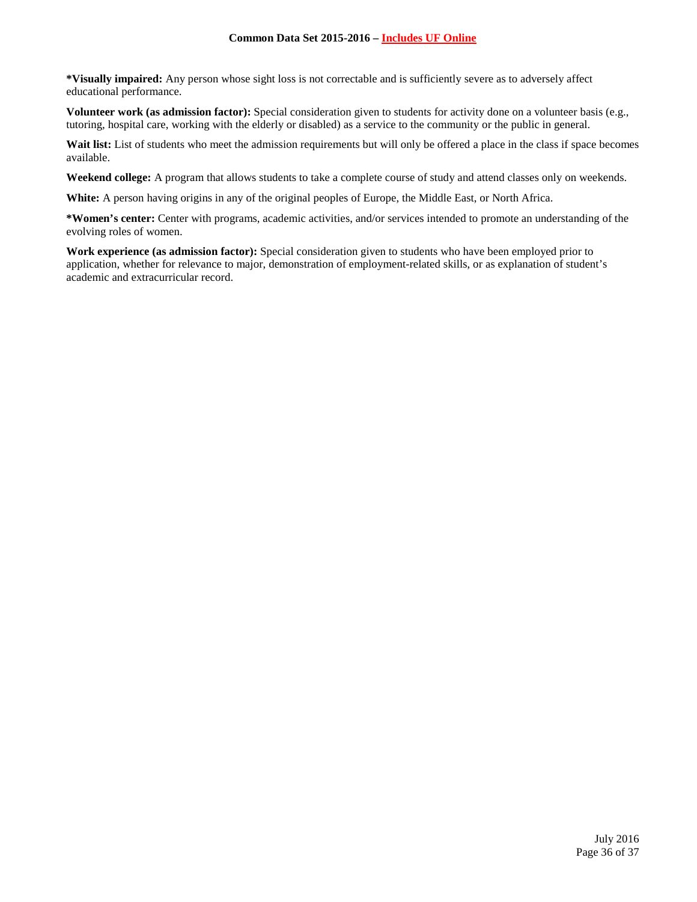**\*Visually impaired:** Any person whose sight loss is not correctable and is sufficiently severe as to adversely affect educational performance.

**Volunteer work (as admission factor):** Special consideration given to students for activity done on a volunteer basis (e.g., tutoring, hospital care, working with the elderly or disabled) as a service to the community or the public in general.

**Wait list:** List of students who meet the admission requirements but will only be offered a place in the class if space becomes available.

**Weekend college:** A program that allows students to take a complete course of study and attend classes only on weekends.

**White:** A person having origins in any of the original peoples of Europe, the Middle East, or North Africa.

**\*Women's center:** Center with programs, academic activities, and/or services intended to promote an understanding of the evolving roles of women.

**Work experience (as admission factor):** Special consideration given to students who have been employed prior to application, whether for relevance to major, demonstration of employment-related skills, or as explanation of student's academic and extracurricular record.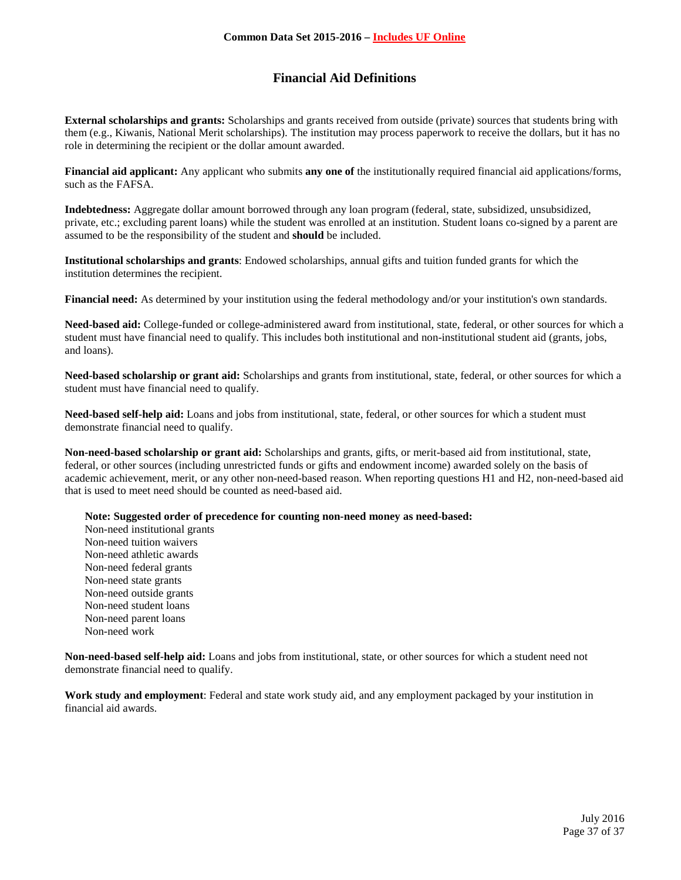# Financial Aid Definitions

**External scholarships and grants:** Scholarships and grants received from outside (private) sources that students bring with them (e.g., Kiwanis, National Merit scholarships). The institution may process paperwork to receive the dollars, but it has no role in determining the recipient or the dollar amount awarded.

**Financial aid applicant:** Any applicant who submits **any one of** the institutionally required financial aid applications/forms, such as the FAFSA.

**Indebtedness:** Aggregate dollar amount borrowed through any loan program (federal, state, subsidized, unsubsidized, private, etc.; excluding parent loans) while the student was enrolled at an institution. Student loans co-signed by a parent are assumed to be the responsibility of the student and **should** be included.

**Institutional scholarships and grants**: Endowed scholarships, annual gifts and tuition funded grants for which the institution determines the recipient.

**Financial need:** As determined by your institution using the federal methodology and/or your institution's own standards.

**Need-based aid:** College-funded or college-administered award from institutional, state, federal, or other sources for which a student must have financial need to qualify. This includes both institutional and non-institutional student aid (grants, jobs, and loans).

**Need-based scholarship or grant aid:** Scholarships and grants from institutional, state, federal, or other sources for which a student must have financial need to qualify.

**Need-based self-help aid:** Loans and jobs from institutional, state, federal, or other sources for which a student must demonstrate financial need to qualify.

**Non-need-based scholarship or grant aid:** Scholarships and grants, gifts, or merit-based aid from institutional, state, federal, or other sources (including unrestricted funds or gifts and endowment income) awarded solely on the basis of academic achievement, merit, or any other non-need-based reason. When reporting questions H1 and H2, non-need-based aid that is used to meet need should be counted as need-based aid.

**Note: Suggested order of precedence for counting non-need money as need-based:**
Non-need institutional grants
Non-need tuition waivers
Non-need athletic awards
Non-need federal grants
Non-need state grants
Non-need outside grants
Non-need student loans
Non-need parent loans
Non-need work

**Non-need-based self-help aid:** Loans and jobs from institutional, state, or other sources for which a student need not demonstrate financial need to qualify.

**Work study and employment**: Federal and state work study aid, and any employment packaged by your institution in financial aid awards.